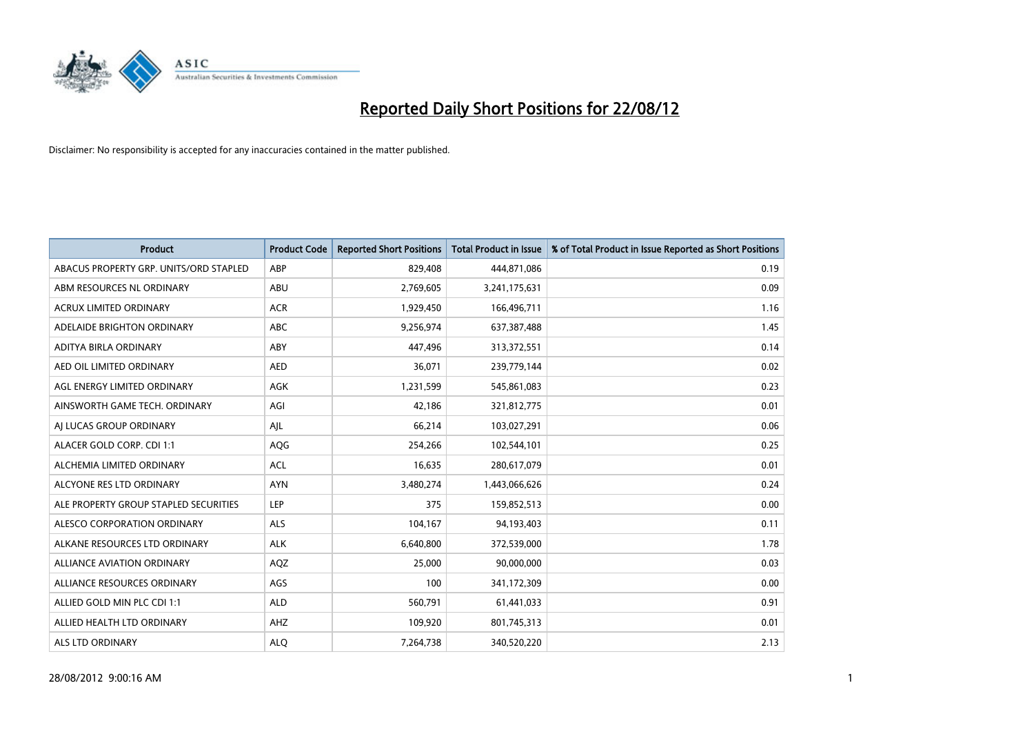# Reported Daily Short Positions for 22/08/12

Disclaimer: No responsibility is accepted for any inaccuracies contained in the matter published.

| Product | Product Code | Reported Short Positions | Total Product in Issue | % of Total Product in Issue Reported as Short Positions |
|---|---|---|---|---|
| ABACUS PROPERTY GRP. UNITS/ORD STAPLED | ABP | 829,408 | 444,871,086 | 0.19 |
| ABM RESOURCES NL ORDINARY | ABU | 2,769,605 | 3,241,175,631 | 0.09 |
| ACRUX LIMITED ORDINARY | ACR | 1,929,450 | 166,496,711 | 1.16 |
| ADELAIDE BRIGHTON ORDINARY | ABC | 9,256,974 | 637,387,488 | 1.45 |
| ADITYA BIRLA ORDINARY | ABY | 447,496 | 313,372,551 | 0.14 |
| AED OIL LIMITED ORDINARY | AED | 36,071 | 239,779,144 | 0.02 |
| AGL ENERGY LIMITED ORDINARY | AGK | 1,231,599 | 545,861,083 | 0.23 |
| AINSWORTH GAME TECH. ORDINARY | AGI | 42,186 | 321,812,775 | 0.01 |
| AJ LUCAS GROUP ORDINARY | AJL | 66,214 | 103,027,291 | 0.06 |
| ALACER GOLD CORP. CDI 1:1 | AQG | 254,266 | 102,544,101 | 0.25 |
| ALCHEMIA LIMITED ORDINARY | ACL | 16,635 | 280,617,079 | 0.01 |
| ALCYONE RES LTD ORDINARY | AYN | 3,480,274 | 1,443,066,626 | 0.24 |
| ALE PROPERTY GROUP STAPLED SECURITIES | LEP | 375 | 159,852,513 | 0.00 |
| ALESCO CORPORATION ORDINARY | ALS | 104,167 | 94,193,403 | 0.11 |
| ALKANE RESOURCES LTD ORDINARY | ALK | 6,640,800 | 372,539,000 | 1.78 |
| ALLIANCE AVIATION ORDINARY | AQZ | 25,000 | 90,000,000 | 0.03 |
| ALLIANCE RESOURCES ORDINARY | AGS | 100 | 341,172,309 | 0.00 |
| ALLIED GOLD MIN PLC CDI 1:1 | ALD | 560,791 | 61,441,033 | 0.91 |
| ALLIED HEALTH LTD ORDINARY | AHZ | 109,920 | 801,745,313 | 0.01 |
| ALS LTD ORDINARY | ALQ | 7,264,738 | 340,520,220 | 2.13 |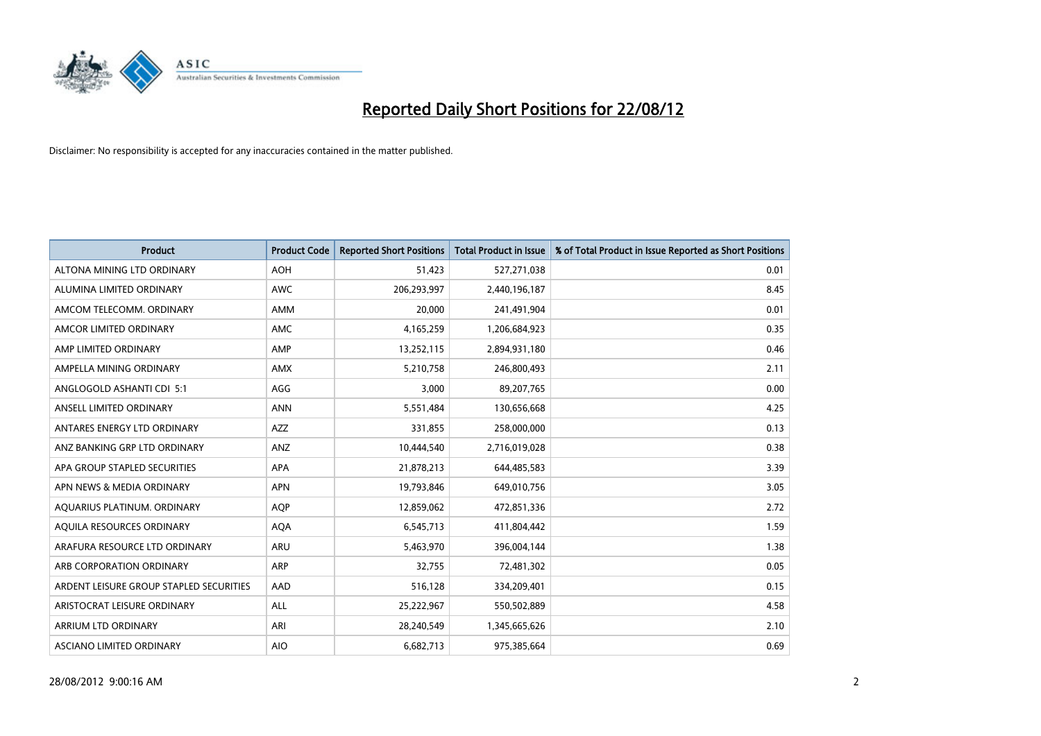# Reported Daily Short Positions for 22/08/12

Disclaimer: No responsibility is accepted for any inaccuracies contained in the matter published.

| Product | Product Code | Reported Short Positions | Total Product in Issue | % of Total Product in Issue Reported as Short Positions |
|---|---|---|---|---|
| ALTONA MINING LTD ORDINARY | AOH | 51,423 | 527,271,038 | 0.01 |
| ALUMINA LIMITED ORDINARY | AWC | 206,293,997 | 2,440,196,187 | 8.45 |
| AMCOM TELECOMM. ORDINARY | AMM | 20,000 | 241,491,904 | 0.01 |
| AMCOR LIMITED ORDINARY | AMC | 4,165,259 | 1,206,684,923 | 0.35 |
| AMP LIMITED ORDINARY | AMP | 13,252,115 | 2,894,931,180 | 0.46 |
| AMPELLA MINING ORDINARY | AMX | 5,210,758 | 246,800,493 | 2.11 |
| ANGLOGOLD ASHANTI CDI 5:1 | AGG | 3,000 | 89,207,765 | 0.00 |
| ANSELL LIMITED ORDINARY | ANN | 5,551,484 | 130,656,668 | 4.25 |
| ANTARES ENERGY LTD ORDINARY | AZZ | 331,855 | 258,000,000 | 0.13 |
| ANZ BANKING GRP LTD ORDINARY | ANZ | 10,444,540 | 2,716,019,028 | 0.38 |
| APA GROUP STAPLED SECURITIES | APA | 21,878,213 | 644,485,583 | 3.39 |
| APN NEWS & MEDIA ORDINARY | APN | 19,793,846 | 649,010,756 | 3.05 |
| AQUARIUS PLATINUM. ORDINARY | AQP | 12,859,062 | 472,851,336 | 2.72 |
| AQUILA RESOURCES ORDINARY | AQA | 6,545,713 | 411,804,442 | 1.59 |
| ARAFURA RESOURCE LTD ORDINARY | ARU | 5,463,970 | 396,004,144 | 1.38 |
| ARB CORPORATION ORDINARY | ARP | 32,755 | 72,481,302 | 0.05 |
| ARDENT LEISURE GROUP STAPLED SECURITIES | AAD | 516,128 | 334,209,401 | 0.15 |
| ARISTOCRAT LEISURE ORDINARY | ALL | 25,222,967 | 550,502,889 | 4.58 |
| ARRIUM LTD ORDINARY | ARI | 28,240,549 | 1,345,665,626 | 2.10 |
| ASCIANO LIMITED ORDINARY | AIO | 6,682,713 | 975,385,664 | 0.69 |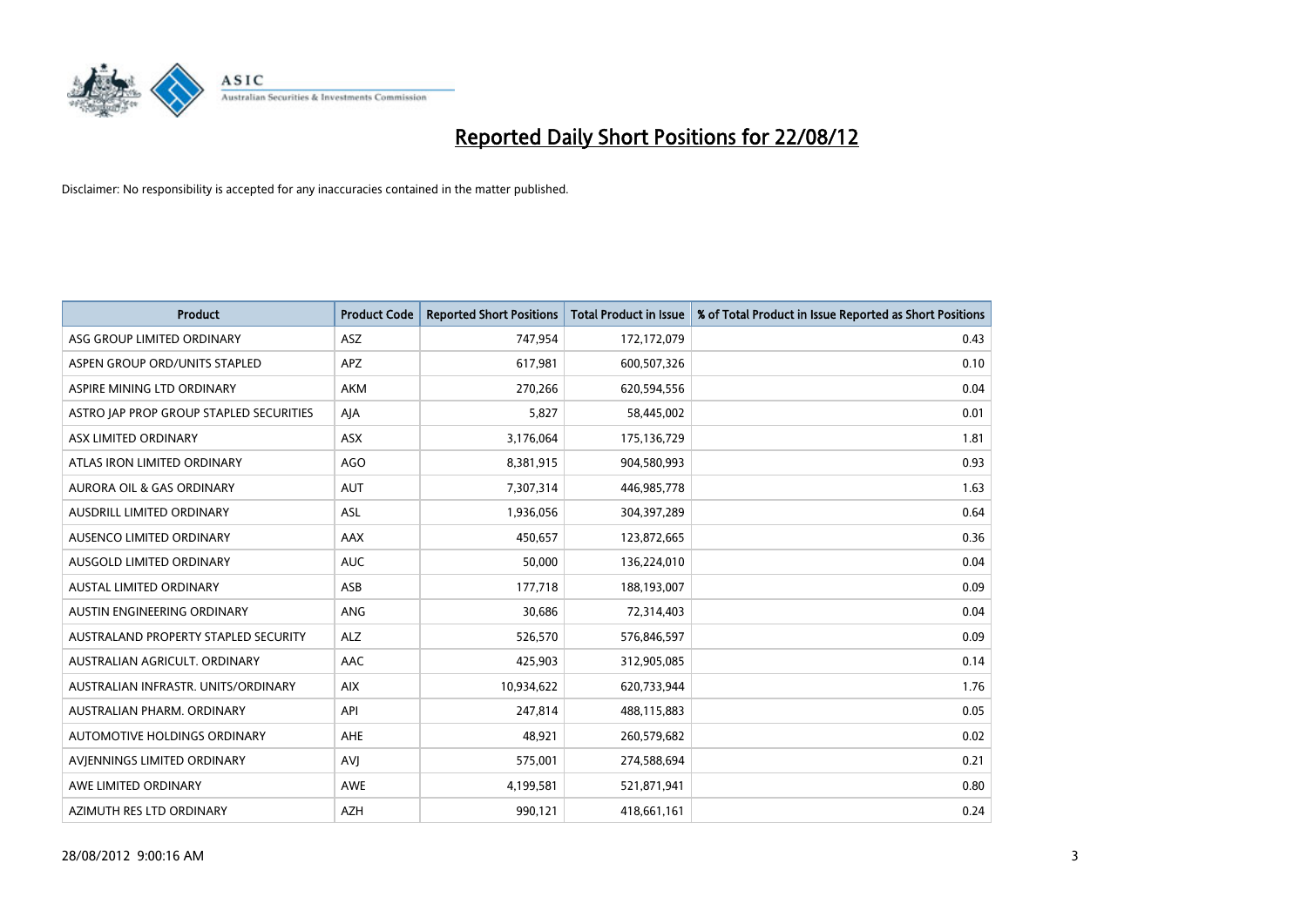# Reported Daily Short Positions for 22/08/12

Disclaimer: No responsibility is accepted for any inaccuracies contained in the matter published.

| Product | Product Code | Reported Short Positions | Total Product in Issue | % of Total Product in Issue Reported as Short Positions |
|---|---|---|---|---|
| ASG GROUP LIMITED ORDINARY | ASZ | 747,954 | 172,172,079 | 0.43 |
| ASPEN GROUP ORD/UNITS STAPLED | APZ | 617,981 | 600,507,326 | 0.10 |
| ASPIRE MINING LTD ORDINARY | AKM | 270,266 | 620,594,556 | 0.04 |
| ASTRO JAP PROP GROUP STAPLED SECURITIES | AJA | 5,827 | 58,445,002 | 0.01 |
| ASX LIMITED ORDINARY | ASX | 3,176,064 | 175,136,729 | 1.81 |
| ATLAS IRON LIMITED ORDINARY | AGO | 8,381,915 | 904,580,993 | 0.93 |
| AURORA OIL & GAS ORDINARY | AUT | 7,307,314 | 446,985,778 | 1.63 |
| AUSDRILL LIMITED ORDINARY | ASL | 1,936,056 | 304,397,289 | 0.64 |
| AUSENCO LIMITED ORDINARY | AAX | 450,657 | 123,872,665 | 0.36 |
| AUSGOLD LIMITED ORDINARY | AUC | 50,000 | 136,224,010 | 0.04 |
| AUSTAL LIMITED ORDINARY | ASB | 177,718 | 188,193,007 | 0.09 |
| AUSTIN ENGINEERING ORDINARY | ANG | 30,686 | 72,314,403 | 0.04 |
| AUSTRALAND PROPERTY STAPLED SECURITY | ALZ | 526,570 | 576,846,597 | 0.09 |
| AUSTRALIAN AGRICULT. ORDINARY | AAC | 425,903 | 312,905,085 | 0.14 |
| AUSTRALIAN INFRASTR. UNITS/ORDINARY | AIX | 10,934,622 | 620,733,944 | 1.76 |
| AUSTRALIAN PHARM. ORDINARY | API | 247,814 | 488,115,883 | 0.05 |
| AUTOMOTIVE HOLDINGS ORDINARY | AHE | 48,921 | 260,579,682 | 0.02 |
| AVJENNINGS LIMITED ORDINARY | AVJ | 575,001 | 274,588,694 | 0.21 |
| AWE LIMITED ORDINARY | AWE | 4,199,581 | 521,871,941 | 0.80 |
| AZIMUTH RES LTD ORDINARY | AZH | 990,121 | 418,661,161 | 0.24 |

28/08/2012 9:00:16 AM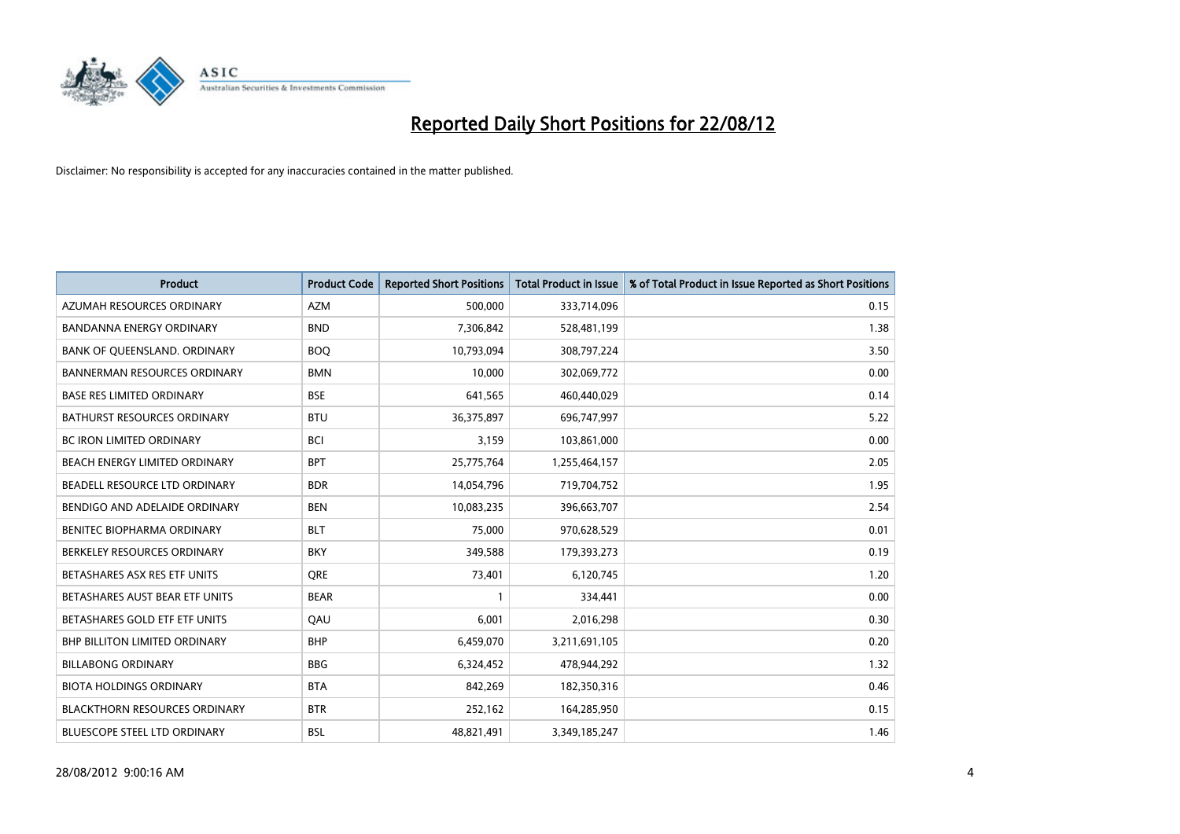# Reported Daily Short Positions for 22/08/12

Disclaimer: No responsibility is accepted for any inaccuracies contained in the matter published.

| Product | Product Code | Reported Short Positions | Total Product in Issue | % of Total Product in Issue Reported as Short Positions |
|---|---|---|---|---|
| AZUMAH RESOURCES ORDINARY | AZM | 500,000 | 333,714,096 | 0.15 |
| BANDANNA ENERGY ORDINARY | BND | 7,306,842 | 528,481,199 | 1.38 |
| BANK OF QUEENSLAND. ORDINARY | BOQ | 10,793,094 | 308,797,224 | 3.50 |
| BANNERMAN RESOURCES ORDINARY | BMN | 10,000 | 302,069,772 | 0.00 |
| BASE RES LIMITED ORDINARY | BSE | 641,565 | 460,440,029 | 0.14 |
| BATHURST RESOURCES ORDINARY | BTU | 36,375,897 | 696,747,997 | 5.22 |
| BC IRON LIMITED ORDINARY | BCI | 3,159 | 103,861,000 | 0.00 |
| BEACH ENERGY LIMITED ORDINARY | BPT | 25,775,764 | 1,255,464,157 | 2.05 |
| BEADELL RESOURCE LTD ORDINARY | BDR | 14,054,796 | 719,704,752 | 1.95 |
| BENDIGO AND ADELAIDE ORDINARY | BEN | 10,083,235 | 396,663,707 | 2.54 |
| BENITEC BIOPHARMA ORDINARY | BLT | 75,000 | 970,628,529 | 0.01 |
| BERKELEY RESOURCES ORDINARY | BKY | 349,588 | 179,393,273 | 0.19 |
| BETASHARES ASX RES ETF UNITS | QRE | 73,401 | 6,120,745 | 1.20 |
| BETASHARES AUST BEAR ETF UNITS | BEAR | 1 | 334,441 | 0.00 |
| BETASHARES GOLD ETF ETF UNITS | QAU | 6,001 | 2,016,298 | 0.30 |
| BHP BILLITON LIMITED ORDINARY | BHP | 6,459,070 | 3,211,691,105 | 0.20 |
| BILLABONG ORDINARY | BBG | 6,324,452 | 478,944,292 | 1.32 |
| BIOTA HOLDINGS ORDINARY | BTA | 842,269 | 182,350,316 | 0.46 |
| BLACKTHORN RESOURCES ORDINARY | BTR | 252,162 | 164,285,950 | 0.15 |
| BLUESCOPE STEEL LTD ORDINARY | BSL | 48,821,491 | 3,349,185,247 | 1.46 |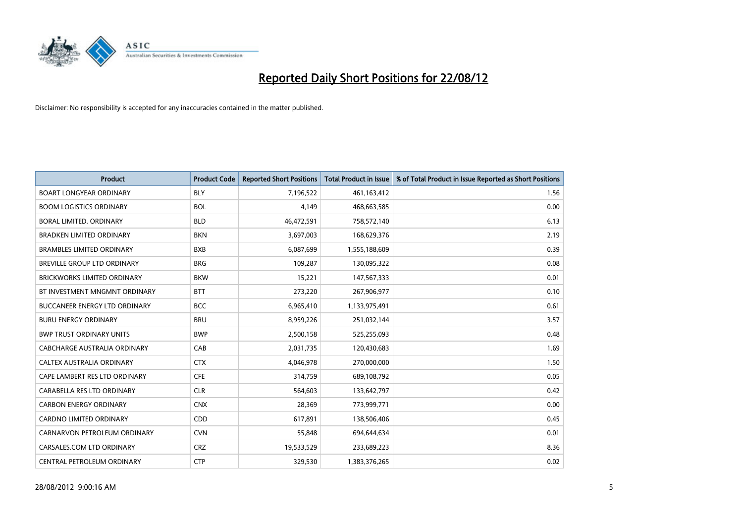# Reported Daily Short Positions for 22/08/12

Disclaimer: No responsibility is accepted for any inaccuracies contained in the matter published.

| Product | Product Code | Reported Short Positions | Total Product in Issue | % of Total Product in Issue Reported as Short Positions |
|---|---|---|---|---|
| BOART LONGYEAR ORDINARY | BLY | 7,196,522 | 461,163,412 | 1.56 |
| BOOM LOGISTICS ORDINARY | BOL | 4,149 | 468,663,585 | 0.00 |
| BORAL LIMITED. ORDINARY | BLD | 46,472,591 | 758,572,140 | 6.13 |
| BRADKEN LIMITED ORDINARY | BKN | 3,697,003 | 168,629,376 | 2.19 |
| BRAMBLES LIMITED ORDINARY | BXB | 6,087,699 | 1,555,188,609 | 0.39 |
| BREVILLE GROUP LTD ORDINARY | BRG | 109,287 | 130,095,322 | 0.08 |
| BRICKWORKS LIMITED ORDINARY | BKW | 15,221 | 147,567,333 | 0.01 |
| BT INVESTMENT MNGMNT ORDINARY | BTT | 273,220 | 267,906,977 | 0.10 |
| BUCCANEER ENERGY LTD ORDINARY | BCC | 6,965,410 | 1,133,975,491 | 0.61 |
| BURU ENERGY ORDINARY | BRU | 8,959,226 | 251,032,144 | 3.57 |
| BWP TRUST ORDINARY UNITS | BWP | 2,500,158 | 525,255,093 | 0.48 |
| CABCHARGE AUSTRALIA ORDINARY | CAB | 2,031,735 | 120,430,683 | 1.69 |
| CALTEX AUSTRALIA ORDINARY | CTX | 4,046,978 | 270,000,000 | 1.50 |
| CAPE LAMBERT RES LTD ORDINARY | CFE | 314,759 | 689,108,792 | 0.05 |
| CARABELLA RES LTD ORDINARY | CLR | 564,603 | 133,642,797 | 0.42 |
| CARBON ENERGY ORDINARY | CNX | 28,369 | 773,999,771 | 0.00 |
| CARDNO LIMITED ORDINARY | CDD | 617,891 | 138,506,406 | 0.45 |
| CARNARVON PETROLEUM ORDINARY | CVN | 55,848 | 694,644,634 | 0.01 |
| CARSALES.COM LTD ORDINARY | CRZ | 19,533,529 | 233,689,223 | 8.36 |
| CENTRAL PETROLEUM ORDINARY | CTP | 329,530 | 1,383,376,265 | 0.02 |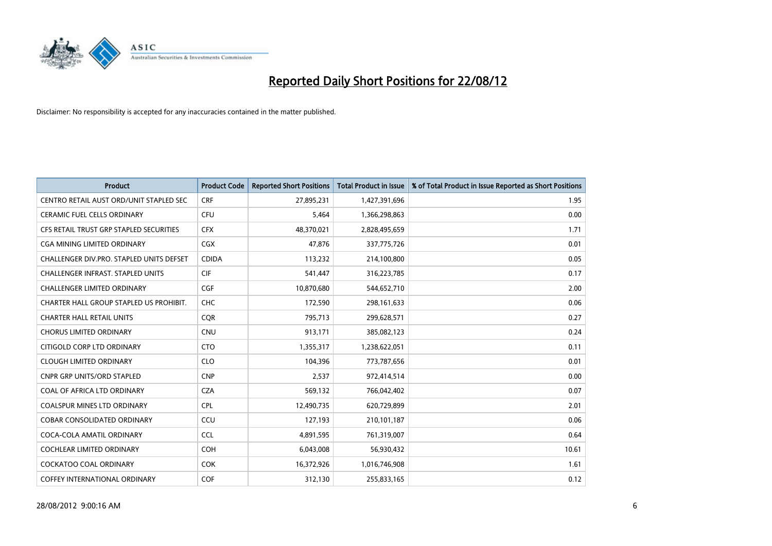# Reported Daily Short Positions for 22/08/12

Disclaimer: No responsibility is accepted for any inaccuracies contained in the matter published.

| Product | Product Code | Reported Short Positions | Total Product in Issue | % of Total Product in Issue Reported as Short Positions |
|---|---|---|---|---|
| CENTRO RETAIL AUST ORD/UNIT STAPLED SEC | CRF | 27,895,231 | 1,427,391,696 | 1.95 |
| CERAMIC FUEL CELLS ORDINARY | CFU | 5,464 | 1,366,298,863 | 0.00 |
| CFS RETAIL TRUST GRP STAPLED SECURITIES | CFX | 48,370,021 | 2,828,495,659 | 1.71 |
| CGA MINING LIMITED ORDINARY | CGX | 47,876 | 337,775,726 | 0.01 |
| CHALLENGER DIV.PRO. STAPLED UNITS DEFSET | CDIDA | 113,232 | 214,100,800 | 0.05 |
| CHALLENGER INFRAST. STAPLED UNITS | CIF | 541,447 | 316,223,785 | 0.17 |
| CHALLENGER LIMITED ORDINARY | CGF | 10,870,680 | 544,652,710 | 2.00 |
| CHARTER HALL GROUP STAPLED US PROHIBIT. | CHC | 172,590 | 298,161,633 | 0.06 |
| CHARTER HALL RETAIL UNITS | CQR | 795,713 | 299,628,571 | 0.27 |
| CHORUS LIMITED ORDINARY | CNU | 913,171 | 385,082,123 | 0.24 |
| CITIGOLD CORP LTD ORDINARY | CTO | 1,355,317 | 1,238,622,051 | 0.11 |
| CLOUGH LIMITED ORDINARY | CLO | 104,396 | 773,787,656 | 0.01 |
| CNPR GRP UNITS/ORD STAPLED | CNP | 2,537 | 972,414,514 | 0.00 |
| COAL OF AFRICA LTD ORDINARY | CZA | 569,132 | 766,042,402 | 0.07 |
| COALSPUR MINES LTD ORDINARY | CPL | 12,490,735 | 620,729,899 | 2.01 |
| COBAR CONSOLIDATED ORDINARY | CCU | 127,193 | 210,101,187 | 0.06 |
| COCA-COLA AMATIL ORDINARY | CCL | 4,891,595 | 761,319,007 | 0.64 |
| COCHLEAR LIMITED ORDINARY | COH | 6,043,008 | 56,930,432 | 10.61 |
| COCKATOO COAL ORDINARY | COK | 16,372,926 | 1,016,746,908 | 1.61 |
| COFFEY INTERNATIONAL ORDINARY | COF | 312,130 | 255,833,165 | 0.12 |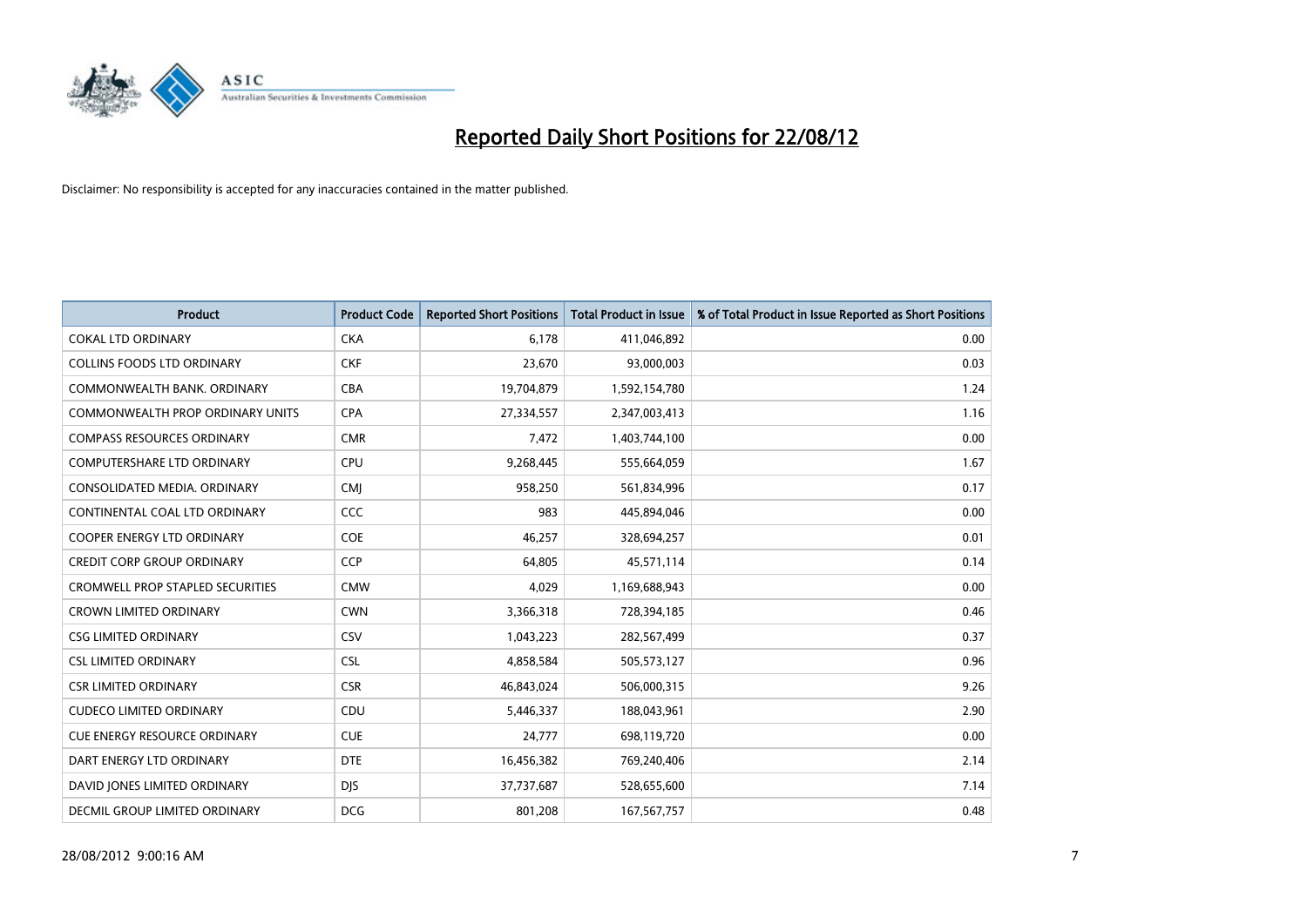# Reported Daily Short Positions for 22/08/12

Disclaimer: No responsibility is accepted for any inaccuracies contained in the matter published.

| Product | Product Code | Reported Short Positions | Total Product in Issue | % of Total Product in Issue Reported as Short Positions |
|---|---|---|---|---|
| COKAL LTD ORDINARY | CKA | 6,178 | 411,046,892 | 0.00 |
| COLLINS FOODS LTD ORDINARY | CKF | 23,670 | 93,000,003 | 0.03 |
| COMMONWEALTH BANK. ORDINARY | CBA | 19,704,879 | 1,592,154,780 | 1.24 |
| COMMONWEALTH PROP ORDINARY UNITS | CPA | 27,334,557 | 2,347,003,413 | 1.16 |
| COMPASS RESOURCES ORDINARY | CMR | 7,472 | 1,403,744,100 | 0.00 |
| COMPUTERSHARE LTD ORDINARY | CPU | 9,268,445 | 555,664,059 | 1.67 |
| CONSOLIDATED MEDIA. ORDINARY | CMJ | 958,250 | 561,834,996 | 0.17 |
| CONTINENTAL COAL LTD ORDINARY | CCC | 983 | 445,894,046 | 0.00 |
| COOPER ENERGY LTD ORDINARY | COE | 46,257 | 328,694,257 | 0.01 |
| CREDIT CORP GROUP ORDINARY | CCP | 64,805 | 45,571,114 | 0.14 |
| CROMWELL PROP STAPLED SECURITIES | CMW | 4,029 | 1,169,688,943 | 0.00 |
| CROWN LIMITED ORDINARY | CWN | 3,366,318 | 728,394,185 | 0.46 |
| CSG LIMITED ORDINARY | CSV | 1,043,223 | 282,567,499 | 0.37 |
| CSL LIMITED ORDINARY | CSL | 4,858,584 | 505,573,127 | 0.96 |
| CSR LIMITED ORDINARY | CSR | 46,843,024 | 506,000,315 | 9.26 |
| CUDECO LIMITED ORDINARY | CDU | 5,446,337 | 188,043,961 | 2.90 |
| CUE ENERGY RESOURCE ORDINARY | CUE | 24,777 | 698,119,720 | 0.00 |
| DART ENERGY LTD ORDINARY | DTE | 16,456,382 | 769,240,406 | 2.14 |
| DAVID JONES LIMITED ORDINARY | DJS | 37,737,687 | 528,655,600 | 7.14 |
| DECMIL GROUP LIMITED ORDINARY | DCG | 801,208 | 167,567,757 | 0.48 |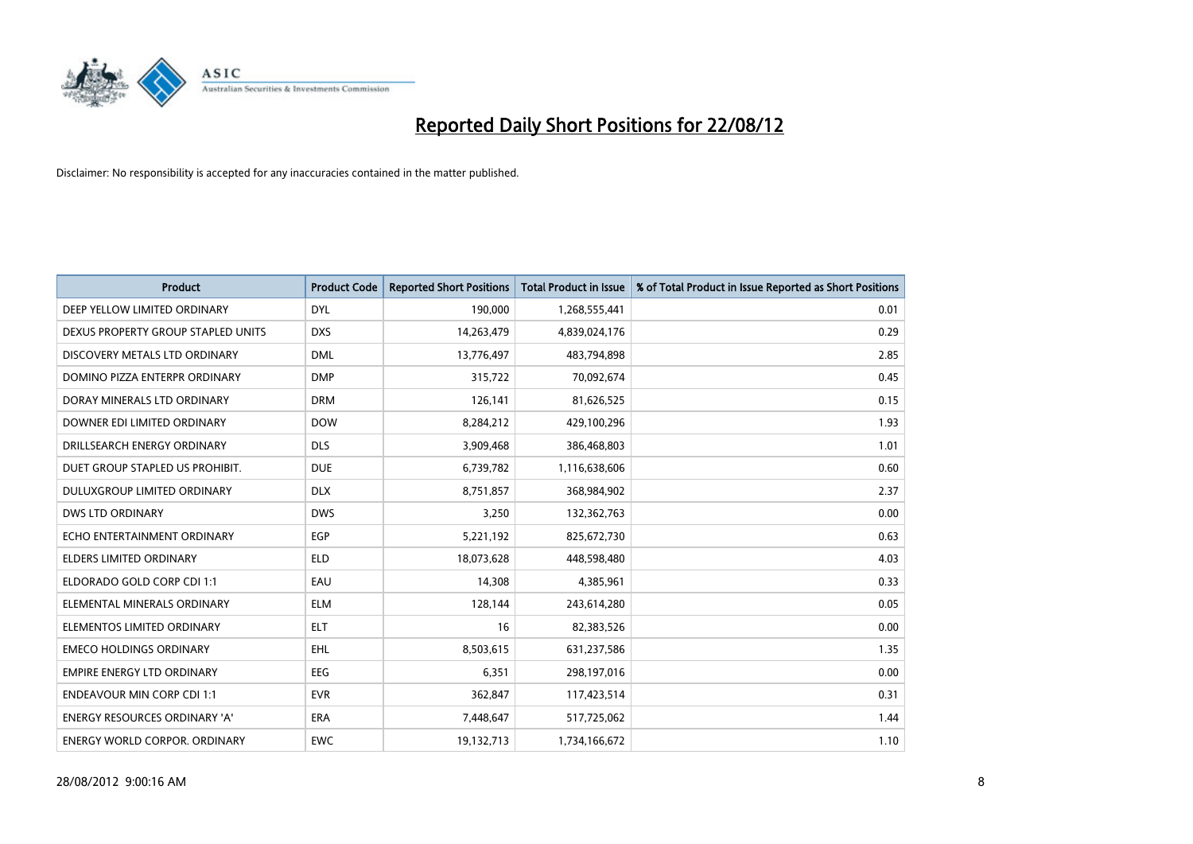# Reported Daily Short Positions for 22/08/12

Disclaimer: No responsibility is accepted for any inaccuracies contained in the matter published.

| Product | Product Code | Reported Short Positions | Total Product in Issue | % of Total Product in Issue Reported as Short Positions |
|---|---|---|---|---|
| DEEP YELLOW LIMITED ORDINARY | DYL | 190,000 | 1,268,555,441 | 0.01 |
| DEXUS PROPERTY GROUP STAPLED UNITS | DXS | 14,263,479 | 4,839,024,176 | 0.29 |
| DISCOVERY METALS LTD ORDINARY | DML | 13,776,497 | 483,794,898 | 2.85 |
| DOMINO PIZZA ENTERPR ORDINARY | DMP | 315,722 | 70,092,674 | 0.45 |
| DORAY MINERALS LTD ORDINARY | DRM | 126,141 | 81,626,525 | 0.15 |
| DOWNER EDI LIMITED ORDINARY | DOW | 8,284,212 | 429,100,296 | 1.93 |
| DRILLSEARCH ENERGY ORDINARY | DLS | 3,909,468 | 386,468,803 | 1.01 |
| DUET GROUP STAPLED US PROHIBIT. | DUE | 6,739,782 | 1,116,638,606 | 0.60 |
| DULUXGROUP LIMITED ORDINARY | DLX | 8,751,857 | 368,984,902 | 2.37 |
| DWS LTD ORDINARY | DWS | 3,250 | 132,362,763 | 0.00 |
| ECHO ENTERTAINMENT ORDINARY | EGP | 5,221,192 | 825,672,730 | 0.63 |
| ELDERS LIMITED ORDINARY | ELD | 18,073,628 | 448,598,480 | 4.03 |
| ELDORADO GOLD CORP CDI 1:1 | EAU | 14,308 | 4,385,961 | 0.33 |
| ELEMENTAL MINERALS ORDINARY | ELM | 128,144 | 243,614,280 | 0.05 |
| ELEMENTOS LIMITED ORDINARY | ELT | 16 | 82,383,526 | 0.00 |
| EMECO HOLDINGS ORDINARY | EHL | 8,503,615 | 631,237,586 | 1.35 |
| EMPIRE ENERGY LTD ORDINARY | EEG | 6,351 | 298,197,016 | 0.00 |
| ENDEAVOUR MIN CORP CDI 1:1 | EVR | 362,847 | 117,423,514 | 0.31 |
| ENERGY RESOURCES ORDINARY 'A' | ERA | 7,448,647 | 517,725,062 | 1.44 |
| ENERGY WORLD CORPOR. ORDINARY | EWC | 19,132,713 | 1,734,166,672 | 1.10 |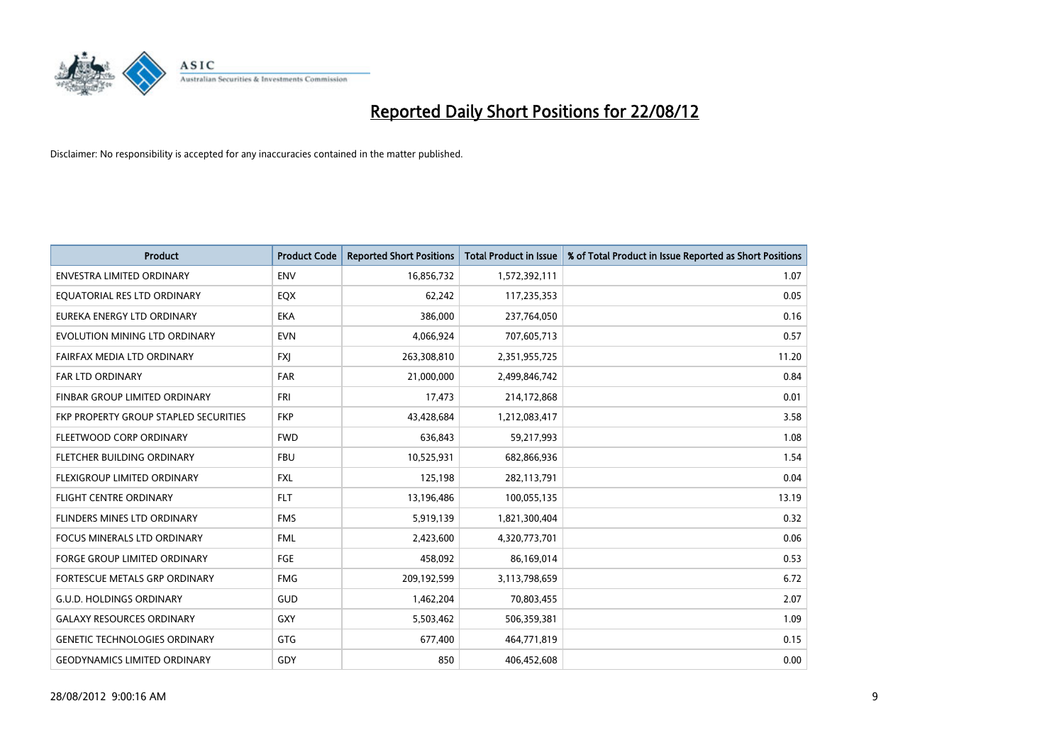# Reported Daily Short Positions for 22/08/12

Disclaimer: No responsibility is accepted for any inaccuracies contained in the matter published.

| Product | Product Code | Reported Short Positions | Total Product in Issue | % of Total Product in Issue Reported as Short Positions |
|---|---|---|---|---|
| ENVESTRA LIMITED ORDINARY | ENV | 16,856,732 | 1,572,392,111 | 1.07 |
| EQUATORIAL RES LTD ORDINARY | EQX | 62,242 | 117,235,353 | 0.05 |
| EUREKA ENERGY LTD ORDINARY | EKA | 386,000 | 237,764,050 | 0.16 |
| EVOLUTION MINING LTD ORDINARY | EVN | 4,066,924 | 707,605,713 | 0.57 |
| FAIRFAX MEDIA LTD ORDINARY | FXJ | 263,308,810 | 2,351,955,725 | 11.20 |
| FAR LTD ORDINARY | FAR | 21,000,000 | 2,499,846,742 | 0.84 |
| FINBAR GROUP LIMITED ORDINARY | FRI | 17,473 | 214,172,868 | 0.01 |
| FKP PROPERTY GROUP STAPLED SECURITIES | FKP | 43,428,684 | 1,212,083,417 | 3.58 |
| FLEETWOOD CORP ORDINARY | FWD | 636,843 | 59,217,993 | 1.08 |
| FLETCHER BUILDING ORDINARY | FBU | 10,525,931 | 682,866,936 | 1.54 |
| FLEXIGROUP LIMITED ORDINARY | FXL | 125,198 | 282,113,791 | 0.04 |
| FLIGHT CENTRE ORDINARY | FLT | 13,196,486 | 100,055,135 | 13.19 |
| FLINDERS MINES LTD ORDINARY | FMS | 5,919,139 | 1,821,300,404 | 0.32 |
| FOCUS MINERALS LTD ORDINARY | FML | 2,423,600 | 4,320,773,701 | 0.06 |
| FORGE GROUP LIMITED ORDINARY | FGE | 458,092 | 86,169,014 | 0.53 |
| FORTESCUE METALS GRP ORDINARY | FMG | 209,192,599 | 3,113,798,659 | 6.72 |
| G.U.D. HOLDINGS ORDINARY | GUD | 1,462,204 | 70,803,455 | 2.07 |
| GALAXY RESOURCES ORDINARY | GXY | 5,503,462 | 506,359,381 | 1.09 |
| GENETIC TECHNOLOGIES ORDINARY | GTG | 677,400 | 464,771,819 | 0.15 |
| GEODYNAMICS LIMITED ORDINARY | GDY | 850 | 406,452,608 | 0.00 |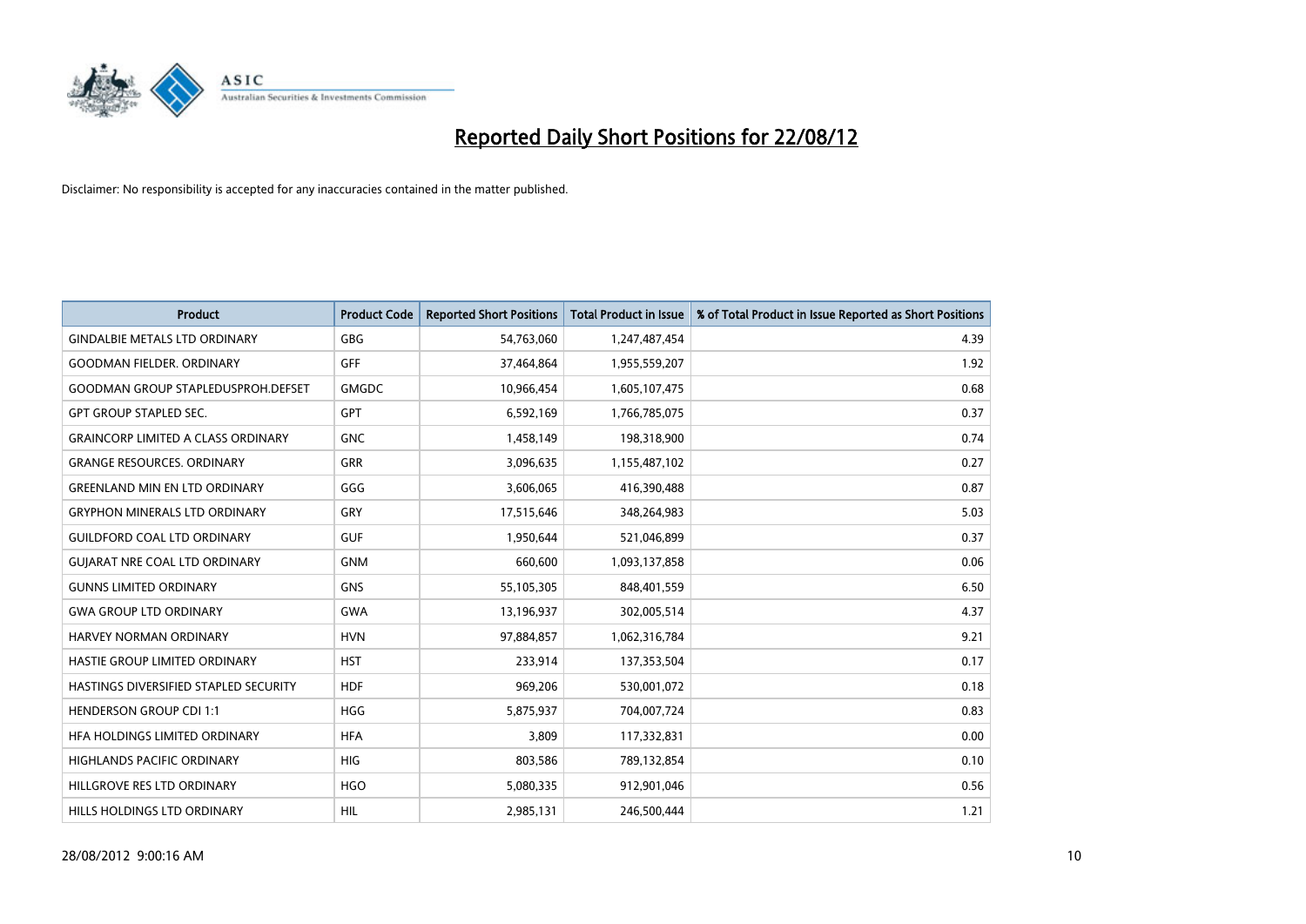# Reported Daily Short Positions for 22/08/12

Disclaimer: No responsibility is accepted for any inaccuracies contained in the matter published.

| Product | Product Code | Reported Short Positions | Total Product in Issue | % of Total Product in Issue Reported as Short Positions |
|---|---|---|---|---|
| GINDALBIE METALS LTD ORDINARY | GBG | 54,763,060 | 1,247,487,454 | 4.39 |
| GOODMAN FIELDER. ORDINARY | GFF | 37,464,864 | 1,955,559,207 | 1.92 |
| GOODMAN GROUP STAPLEDUSPROH.DEFSET | GMGDC | 10,966,454 | 1,605,107,475 | 0.68 |
| GPT GROUP STAPLED SEC. | GPT | 6,592,169 | 1,766,785,075 | 0.37 |
| GRAINCORP LIMITED A CLASS ORDINARY | GNC | 1,458,149 | 198,318,900 | 0.74 |
| GRANGE RESOURCES. ORDINARY | GRR | 3,096,635 | 1,155,487,102 | 0.27 |
| GREENLAND MIN EN LTD ORDINARY | GGG | 3,606,065 | 416,390,488 | 0.87 |
| GRYPHON MINERALS LTD ORDINARY | GRY | 17,515,646 | 348,264,983 | 5.03 |
| GUILDFORD COAL LTD ORDINARY | GUF | 1,950,644 | 521,046,899 | 0.37 |
| GUJARAT NRE COAL LTD ORDINARY | GNM | 660,600 | 1,093,137,858 | 0.06 |
| GUNNS LIMITED ORDINARY | GNS | 55,105,305 | 848,401,559 | 6.50 |
| GWA GROUP LTD ORDINARY | GWA | 13,196,937 | 302,005,514 | 4.37 |
| HARVEY NORMAN ORDINARY | HVN | 97,884,857 | 1,062,316,784 | 9.21 |
| HASTIE GROUP LIMITED ORDINARY | HST | 233,914 | 137,353,504 | 0.17 |
| HASTINGS DIVERSIFIED STAPLED SECURITY | HDF | 969,206 | 530,001,072 | 0.18 |
| HENDERSON GROUP CDI 1:1 | HGG | 5,875,937 | 704,007,724 | 0.83 |
| HFA HOLDINGS LIMITED ORDINARY | HFA | 3,809 | 117,332,831 | 0.00 |
| HIGHLANDS PACIFIC ORDINARY | HIG | 803,586 | 789,132,854 | 0.10 |
| HILLGROVE RES LTD ORDINARY | HGO | 5,080,335 | 912,901,046 | 0.56 |
| HILLS HOLDINGS LTD ORDINARY | HIL | 2,985,131 | 246,500,444 | 1.21 |

28/08/2012 9:00:16 AM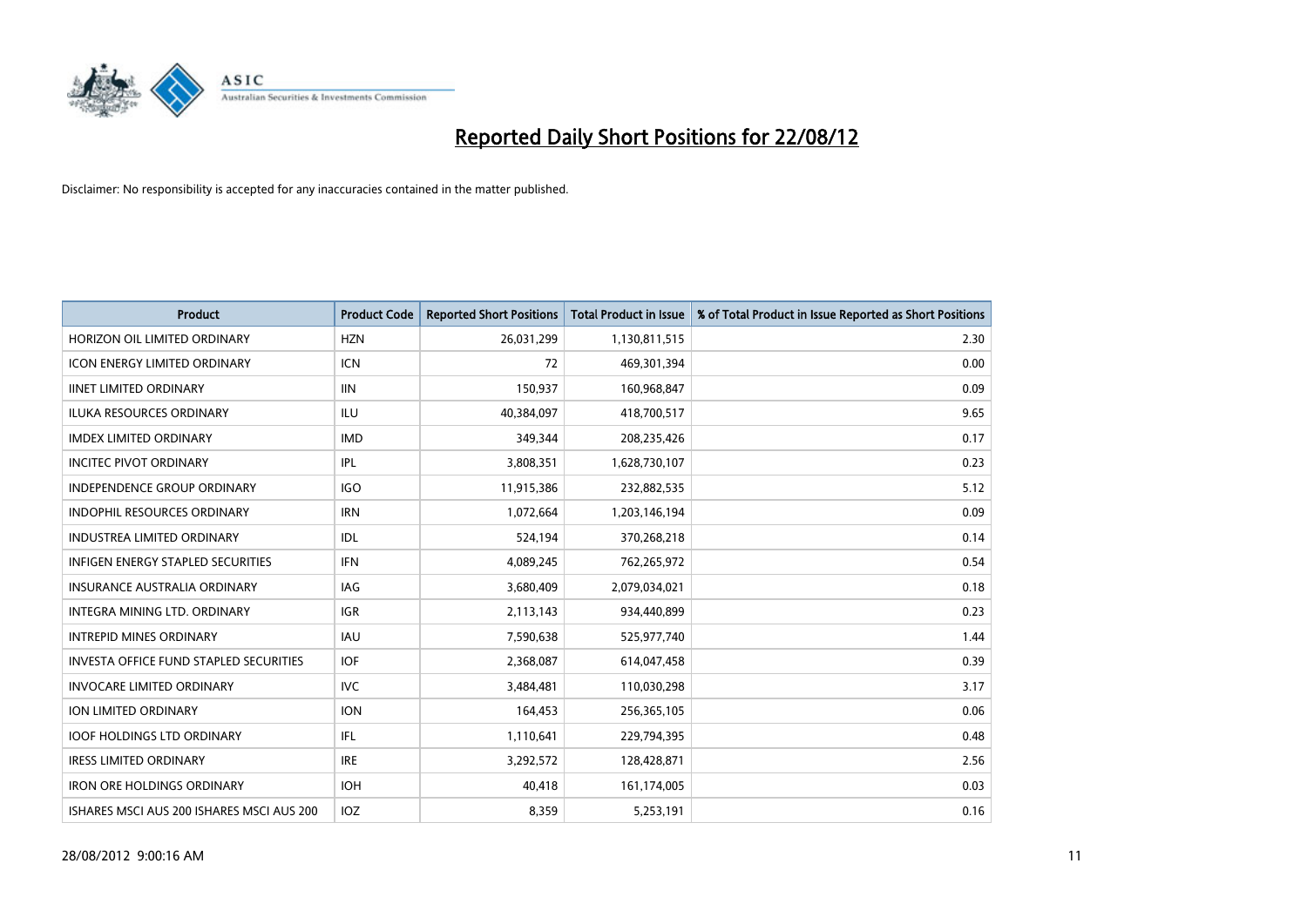# Reported Daily Short Positions for 22/08/12

Disclaimer: No responsibility is accepted for any inaccuracies contained in the matter published.

| Product | Product Code | Reported Short Positions | Total Product in Issue | % of Total Product in Issue Reported as Short Positions |
| --- | --- | --- | --- | --- |
| HORIZON OIL LIMITED ORDINARY | HZN | 26,031,299 | 1,130,811,515 | 2.30 |
| ICON ENERGY LIMITED ORDINARY | ICN | 72 | 469,301,394 | 0.00 |
| IINET LIMITED ORDINARY | IIN | 150,937 | 160,968,847 | 0.09 |
| ILUKA RESOURCES ORDINARY | ILU | 40,384,097 | 418,700,517 | 9.65 |
| IMDEX LIMITED ORDINARY | IMD | 349,344 | 208,235,426 | 0.17 |
| INCITEC PIVOT ORDINARY | IPL | 3,808,351 | 1,628,730,107 | 0.23 |
| INDEPENDENCE GROUP ORDINARY | IGO | 11,915,386 | 232,882,535 | 5.12 |
| INDOPHIL RESOURCES ORDINARY | IRN | 1,072,664 | 1,203,146,194 | 0.09 |
| INDUSTREA LIMITED ORDINARY | IDL | 524,194 | 370,268,218 | 0.14 |
| INFIGEN ENERGY STAPLED SECURITIES | IFN | 4,089,245 | 762,265,972 | 0.54 |
| INSURANCE AUSTRALIA ORDINARY | IAG | 3,680,409 | 2,079,034,021 | 0.18 |
| INTEGRA MINING LTD. ORDINARY | IGR | 2,113,143 | 934,440,899 | 0.23 |
| INTREPID MINES ORDINARY | IAU | 7,590,638 | 525,977,740 | 1.44 |
| INVESTA OFFICE FUND STAPLED SECURITIES | IOF | 2,368,087 | 614,047,458 | 0.39 |
| INVOCARE LIMITED ORDINARY | IVC | 3,484,481 | 110,030,298 | 3.17 |
| ION LIMITED ORDINARY | ION | 164,453 | 256,365,105 | 0.06 |
| IOOF HOLDINGS LTD ORDINARY | IFL | 1,110,641 | 229,794,395 | 0.48 |
| IRESS LIMITED ORDINARY | IRE | 3,292,572 | 128,428,871 | 2.56 |
| IRON ORE HOLDINGS ORDINARY | IOH | 40,418 | 161,174,005 | 0.03 |
| ISHARES MSCI AUS 200 ISHARES MSCI AUS 200 | IOZ | 8,359 | 5,253,191 | 0.16 |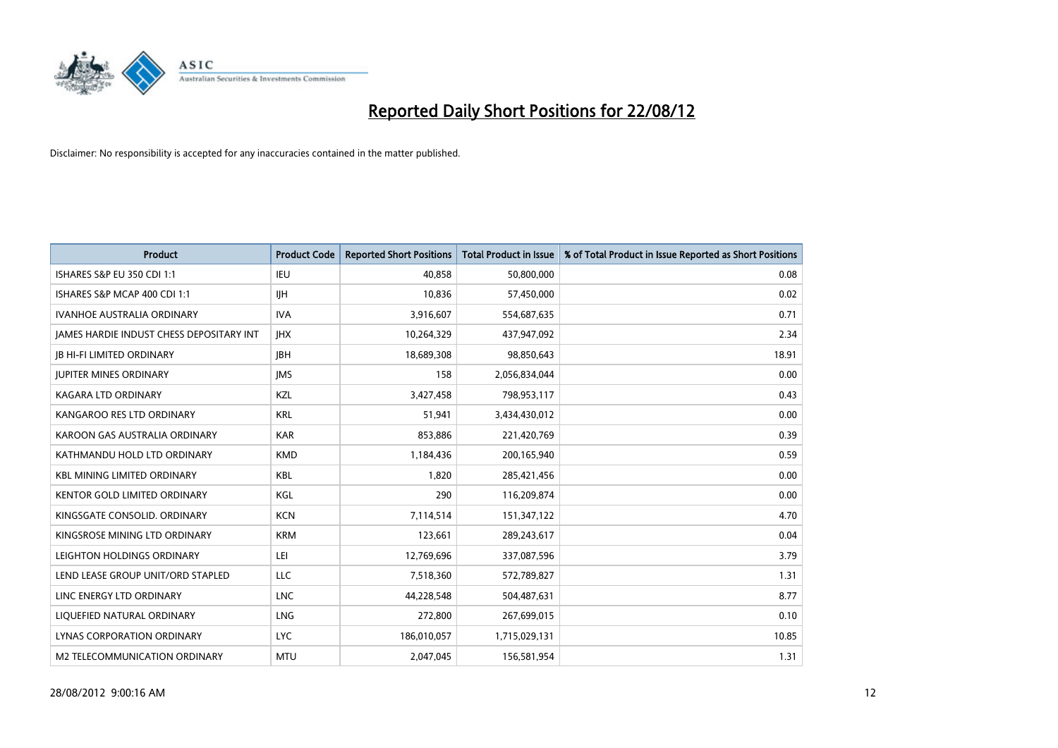# Reported Daily Short Positions for 22/08/12

Disclaimer: No responsibility is accepted for any inaccuracies contained in the matter published.

| Product | Product Code | Reported Short Positions | Total Product in Issue | % of Total Product in Issue Reported as Short Positions |
| --- | --- | --- | --- | --- |
| ISHARES S&P EU 350 CDI 1:1 | IEU | 40,858 | 50,800,000 | 0.08 |
| ISHARES S&P MCAP 400 CDI 1:1 | IJH | 10,836 | 57,450,000 | 0.02 |
| IVANHOE AUSTRALIA ORDINARY | IVA | 3,916,607 | 554,687,635 | 0.71 |
| JAMES HARDIE INDUST CHESS DEPOSITARY INT | JHX | 10,264,329 | 437,947,092 | 2.34 |
| JB HI-FI LIMITED ORDINARY | JBH | 18,689,308 | 98,850,643 | 18.91 |
| JUPITER MINES ORDINARY | JMS | 158 | 2,056,834,044 | 0.00 |
| KAGARA LTD ORDINARY | KZL | 3,427,458 | 798,953,117 | 0.43 |
| KANGAROO RES LTD ORDINARY | KRL | 51,941 | 3,434,430,012 | 0.00 |
| KAROON GAS AUSTRALIA ORDINARY | KAR | 853,886 | 221,420,769 | 0.39 |
| KATHMANDU HOLD LTD ORDINARY | KMD | 1,184,436 | 200,165,940 | 0.59 |
| KBL MINING LIMITED ORDINARY | KBL | 1,820 | 285,421,456 | 0.00 |
| KENTOR GOLD LIMITED ORDINARY | KGL | 290 | 116,209,874 | 0.00 |
| KINGSGATE CONSOLID. ORDINARY | KCN | 7,114,514 | 151,347,122 | 4.70 |
| KINGSROSE MINING LTD ORDINARY | KRM | 123,661 | 289,243,617 | 0.04 |
| LEIGHTON HOLDINGS ORDINARY | LEI | 12,769,696 | 337,087,596 | 3.79 |
| LEND LEASE GROUP UNIT/ORD STAPLED | LLC | 7,518,360 | 572,789,827 | 1.31 |
| LINC ENERGY LTD ORDINARY | LNC | 44,228,548 | 504,487,631 | 8.77 |
| LIQUEFIED NATURAL ORDINARY | LNG | 272,800 | 267,699,015 | 0.10 |
| LYNAS CORPORATION ORDINARY | LYC | 186,010,057 | 1,715,029,131 | 10.85 |
| M2 TELECOMMUNICATION ORDINARY | MTU | 2,047,045 | 156,581,954 | 1.31 |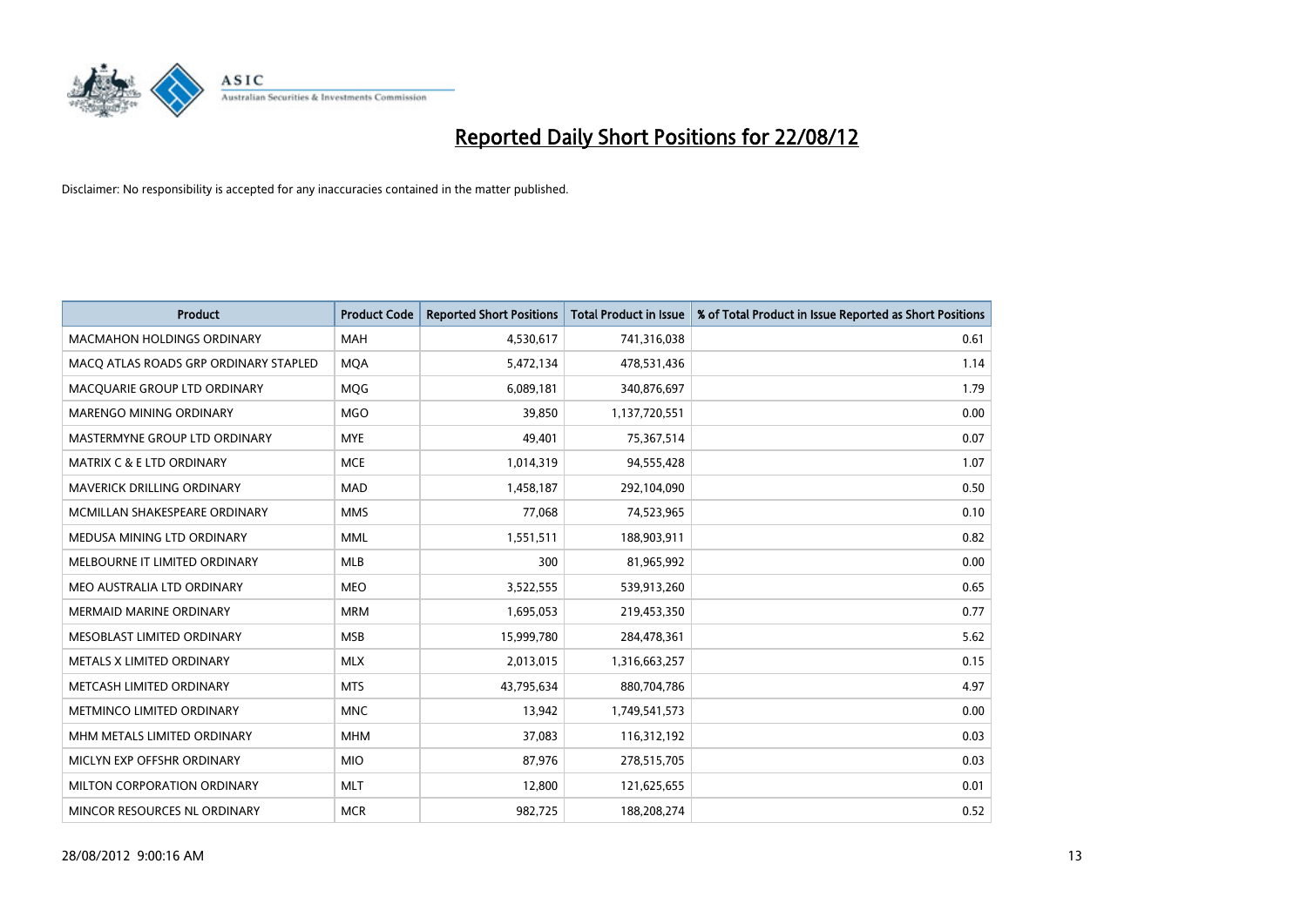# Reported Daily Short Positions for 22/08/12

Disclaimer: No responsibility is accepted for any inaccuracies contained in the matter published.

| Product | Product Code | Reported Short Positions | Total Product in Issue | % of Total Product in Issue Reported as Short Positions |
|---|---|---|---|---|
| MACMAHON HOLDINGS ORDINARY | MAH | 4,530,617 | 741,316,038 | 0.61 |
| MACQ ATLAS ROADS GRP ORDINARY STAPLED | MQA | 5,472,134 | 478,531,436 | 1.14 |
| MACQUARIE GROUP LTD ORDINARY | MQG | 6,089,181 | 340,876,697 | 1.79 |
| MARENGO MINING ORDINARY | MGO | 39,850 | 1,137,720,551 | 0.00 |
| MASTERMYNE GROUP LTD ORDINARY | MYE | 49,401 | 75,367,514 | 0.07 |
| MATRIX C & E LTD ORDINARY | MCE | 1,014,319 | 94,555,428 | 1.07 |
| MAVERICK DRILLING ORDINARY | MAD | 1,458,187 | 292,104,090 | 0.50 |
| MCMILLAN SHAKESPEARE ORDINARY | MMS | 77,068 | 74,523,965 | 0.10 |
| MEDUSA MINING LTD ORDINARY | MML | 1,551,511 | 188,903,911 | 0.82 |
| MELBOURNE IT LIMITED ORDINARY | MLB | 300 | 81,965,992 | 0.00 |
| MEO AUSTRALIA LTD ORDINARY | MEO | 3,522,555 | 539,913,260 | 0.65 |
| MERMAID MARINE ORDINARY | MRM | 1,695,053 | 219,453,350 | 0.77 |
| MESOBLAST LIMITED ORDINARY | MSB | 15,999,780 | 284,478,361 | 5.62 |
| METALS X LIMITED ORDINARY | MLX | 2,013,015 | 1,316,663,257 | 0.15 |
| METCASH LIMITED ORDINARY | MTS | 43,795,634 | 880,704,786 | 4.97 |
| METMINCO LIMITED ORDINARY | MNC | 13,942 | 1,749,541,573 | 0.00 |
| MHM METALS LIMITED ORDINARY | MHM | 37,083 | 116,312,192 | 0.03 |
| MICLYN EXP OFFSHR ORDINARY | MIO | 87,976 | 278,515,705 | 0.03 |
| MILTON CORPORATION ORDINARY | MLT | 12,800 | 121,625,655 | 0.01 |
| MINCOR RESOURCES NL ORDINARY | MCR | 982,725 | 188,208,274 | 0.52 |

28/08/2012 9:00:16 AM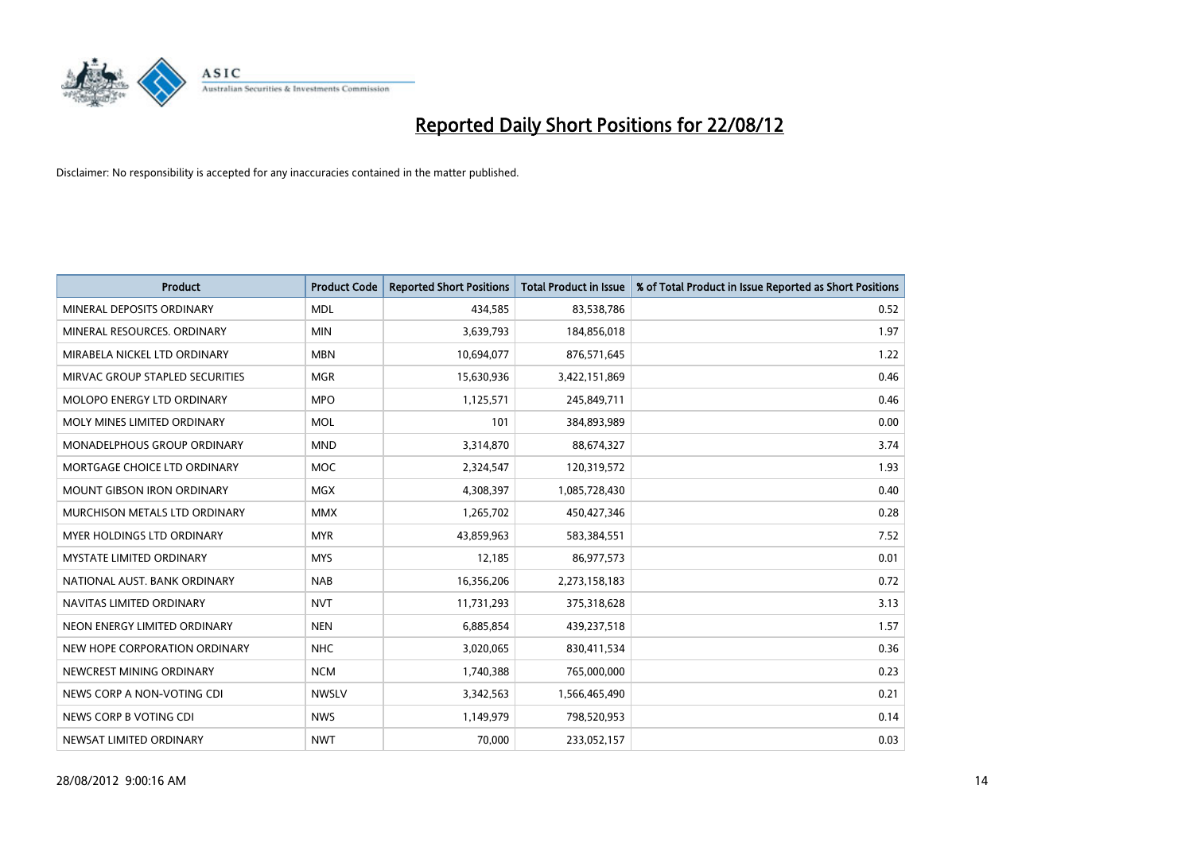# Reported Daily Short Positions for 22/08/12

Disclaimer: No responsibility is accepted for any inaccuracies contained in the matter published.

| Product | Product Code | Reported Short Positions | Total Product in Issue | % of Total Product in Issue Reported as Short Positions |
|---|---|---|---|---|
| MINERAL DEPOSITS ORDINARY | MDL | 434,585 | 83,538,786 | 0.52 |
| MINERAL RESOURCES. ORDINARY | MIN | 3,639,793 | 184,856,018 | 1.97 |
| MIRABELA NICKEL LTD ORDINARY | MBN | 10,694,077 | 876,571,645 | 1.22 |
| MIRVAC GROUP STAPLED SECURITIES | MGR | 15,630,936 | 3,422,151,869 | 0.46 |
| MOLOPO ENERGY LTD ORDINARY | MPO | 1,125,571 | 245,849,711 | 0.46 |
| MOLY MINES LIMITED ORDINARY | MOL | 101 | 384,893,989 | 0.00 |
| MONADELPHOUS GROUP ORDINARY | MND | 3,314,870 | 88,674,327 | 3.74 |
| MORTGAGE CHOICE LTD ORDINARY | MOC | 2,324,547 | 120,319,572 | 1.93 |
| MOUNT GIBSON IRON ORDINARY | MGX | 4,308,397 | 1,085,728,430 | 0.40 |
| MURCHISON METALS LTD ORDINARY | MMX | 1,265,702 | 450,427,346 | 0.28 |
| MYER HOLDINGS LTD ORDINARY | MYR | 43,859,963 | 583,384,551 | 7.52 |
| MYSTATE LIMITED ORDINARY | MYS | 12,185 | 86,977,573 | 0.01 |
| NATIONAL AUST. BANK ORDINARY | NAB | 16,356,206 | 2,273,158,183 | 0.72 |
| NAVITAS LIMITED ORDINARY | NVT | 11,731,293 | 375,318,628 | 3.13 |
| NEON ENERGY LIMITED ORDINARY | NEN | 6,885,854 | 439,237,518 | 1.57 |
| NEW HOPE CORPORATION ORDINARY | NHC | 3,020,065 | 830,411,534 | 0.36 |
| NEWCREST MINING ORDINARY | NCM | 1,740,388 | 765,000,000 | 0.23 |
| NEWS CORP A NON-VOTING CDI | NWSLV | 3,342,563 | 1,566,465,490 | 0.21 |
| NEWS CORP B VOTING CDI | NWS | 1,149,979 | 798,520,953 | 0.14 |
| NEWSAT LIMITED ORDINARY | NWT | 70,000 | 233,052,157 | 0.03 |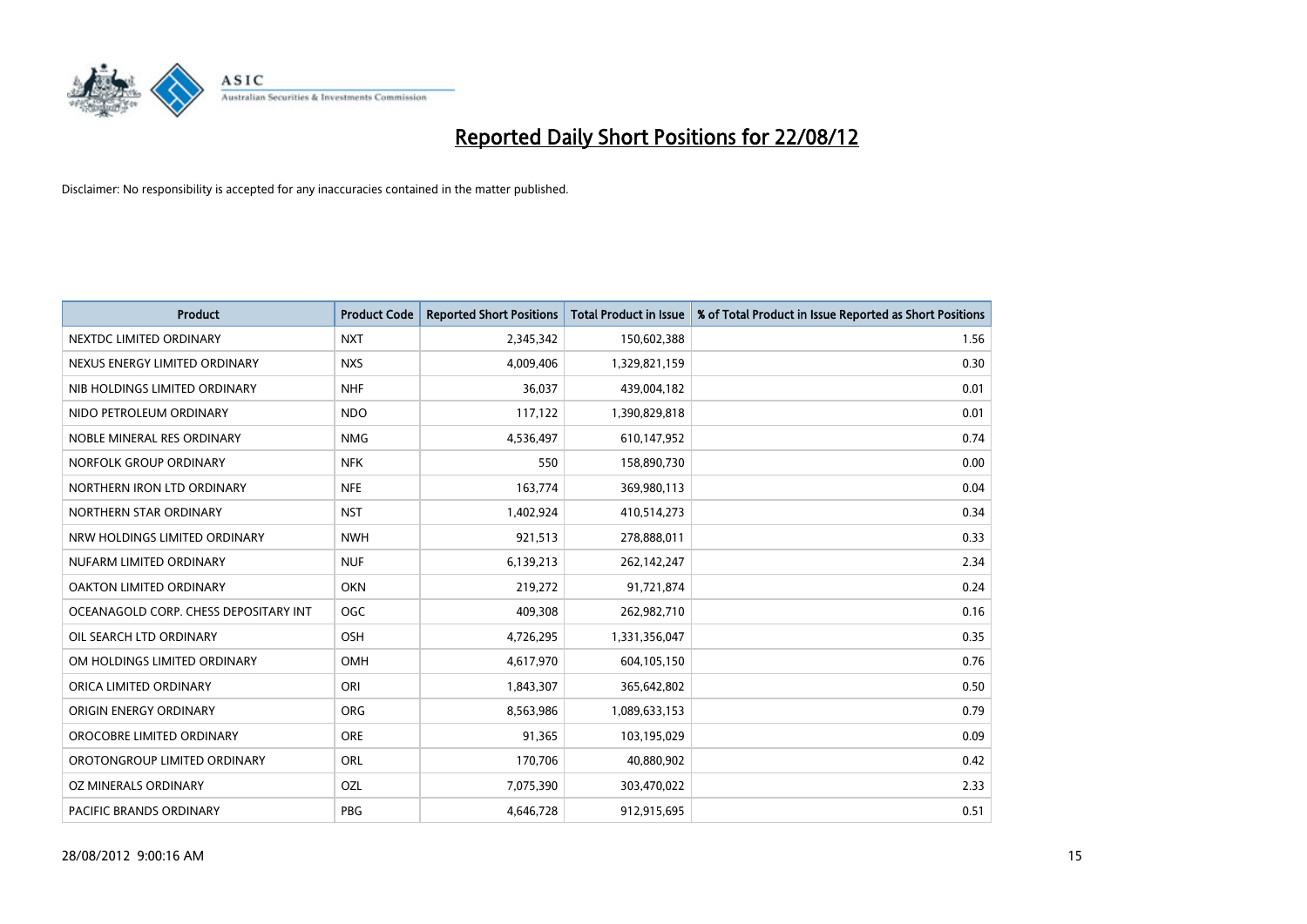# Reported Daily Short Positions for 22/08/12

Disclaimer: No responsibility is accepted for any inaccuracies contained in the matter published.

| Product | Product Code | Reported Short Positions | Total Product in Issue | % of Total Product in Issue Reported as Short Positions |
|---|---|---|---|---|
| NEXTDC LIMITED ORDINARY | NXT | 2,345,342 | 150,602,388 | 1.56 |
| NEXUS ENERGY LIMITED ORDINARY | NXS | 4,009,406 | 1,329,821,159 | 0.30 |
| NIB HOLDINGS LIMITED ORDINARY | NHF | 36,037 | 439,004,182 | 0.01 |
| NIDO PETROLEUM ORDINARY | NDO | 117,122 | 1,390,829,818 | 0.01 |
| NOBLE MINERAL RES ORDINARY | NMG | 4,536,497 | 610,147,952 | 0.74 |
| NORFOLK GROUP ORDINARY | NFK | 550 | 158,890,730 | 0.00 |
| NORTHERN IRON LTD ORDINARY | NFE | 163,774 | 369,980,113 | 0.04 |
| NORTHERN STAR ORDINARY | NST | 1,402,924 | 410,514,273 | 0.34 |
| NRW HOLDINGS LIMITED ORDINARY | NWH | 921,513 | 278,888,011 | 0.33 |
| NUFARM LIMITED ORDINARY | NUF | 6,139,213 | 262,142,247 | 2.34 |
| OAKTON LIMITED ORDINARY | OKN | 219,272 | 91,721,874 | 0.24 |
| OCEANAGOLD CORP. CHESS DEPOSITARY INT | OGC | 409,308 | 262,982,710 | 0.16 |
| OIL SEARCH LTD ORDINARY | OSH | 4,726,295 | 1,331,356,047 | 0.35 |
| OM HOLDINGS LIMITED ORDINARY | OMH | 4,617,970 | 604,105,150 | 0.76 |
| ORICA LIMITED ORDINARY | ORI | 1,843,307 | 365,642,802 | 0.50 |
| ORIGIN ENERGY ORDINARY | ORG | 8,563,986 | 1,089,633,153 | 0.79 |
| OROCOBRE LIMITED ORDINARY | ORE | 91,365 | 103,195,029 | 0.09 |
| OROTONGROUP LIMITED ORDINARY | ORL | 170,706 | 40,880,902 | 0.42 |
| OZ MINERALS ORDINARY | OZL | 7,075,390 | 303,470,022 | 2.33 |
| PACIFIC BRANDS ORDINARY | PBG | 4,646,728 | 912,915,695 | 0.51 |

28/08/2012 9:00:16 AM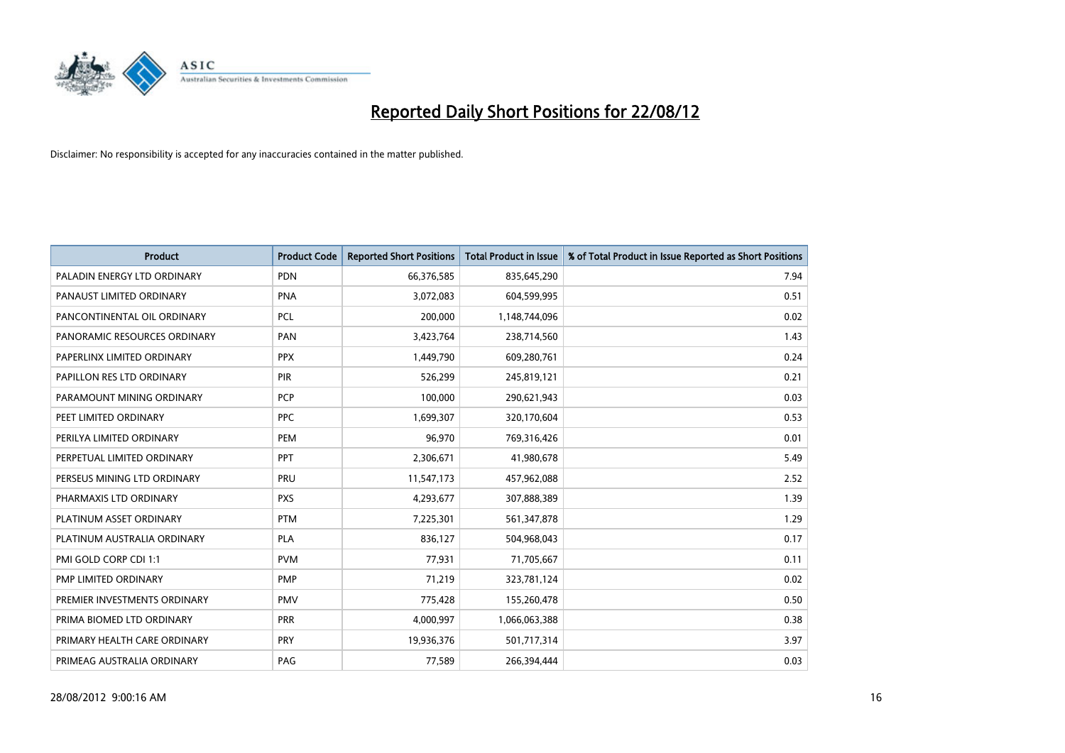# Reported Daily Short Positions for 22/08/12

Disclaimer: No responsibility is accepted for any inaccuracies contained in the matter published.

| Product | Product Code | Reported Short Positions | Total Product in Issue | % of Total Product in Issue Reported as Short Positions |
| --- | --- | --- | --- | --- |
| PALADIN ENERGY LTD ORDINARY | PDN | 66,376,585 | 835,645,290 | 7.94 |
| PANAUST LIMITED ORDINARY | PNA | 3,072,083 | 604,599,995 | 0.51 |
| PANCONTINENTAL OIL ORDINARY | PCL | 200,000 | 1,148,744,096 | 0.02 |
| PANORAMIC RESOURCES ORDINARY | PAN | 3,423,764 | 238,714,560 | 1.43 |
| PAPERLINX LIMITED ORDINARY | PPX | 1,449,790 | 609,280,761 | 0.24 |
| PAPILLON RES LTD ORDINARY | PIR | 526,299 | 245,819,121 | 0.21 |
| PARAMOUNT MINING ORDINARY | PCP | 100,000 | 290,621,943 | 0.03 |
| PEET LIMITED ORDINARY | PPC | 1,699,307 | 320,170,604 | 0.53 |
| PERILYA LIMITED ORDINARY | PEM | 96,970 | 769,316,426 | 0.01 |
| PERPETUAL LIMITED ORDINARY | PPT | 2,306,671 | 41,980,678 | 5.49 |
| PERSEUS MINING LTD ORDINARY | PRU | 11,547,173 | 457,962,088 | 2.52 |
| PHARMAXIS LTD ORDINARY | PXS | 4,293,677 | 307,888,389 | 1.39 |
| PLATINUM ASSET ORDINARY | PTM | 7,225,301 | 561,347,878 | 1.29 |
| PLATINUM AUSTRALIA ORDINARY | PLA | 836,127 | 504,968,043 | 0.17 |
| PMI GOLD CORP CDI 1:1 | PVM | 77,931 | 71,705,667 | 0.11 |
| PMP LIMITED ORDINARY | PMP | 71,219 | 323,781,124 | 0.02 |
| PREMIER INVESTMENTS ORDINARY | PMV | 775,428 | 155,260,478 | 0.50 |
| PRIMA BIOMED LTD ORDINARY | PRR | 4,000,997 | 1,066,063,388 | 0.38 |
| PRIMARY HEALTH CARE ORDINARY | PRY | 19,936,376 | 501,717,314 | 3.97 |
| PRIMEAG AUSTRALIA ORDINARY | PAG | 77,589 | 266,394,444 | 0.03 |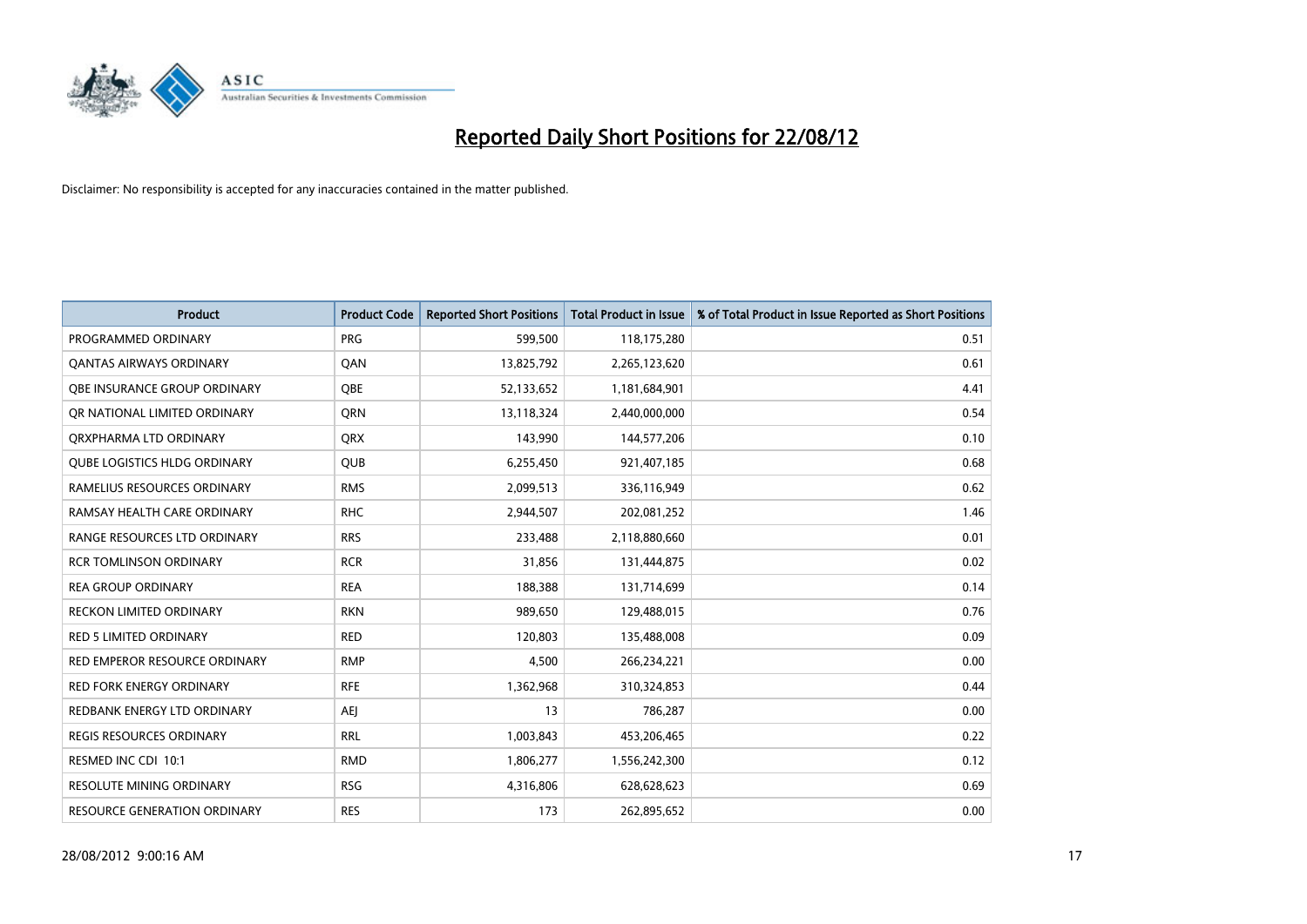# Reported Daily Short Positions for 22/08/12

Disclaimer: No responsibility is accepted for any inaccuracies contained in the matter published.

| Product | Product Code | Reported Short Positions | Total Product in Issue | % of Total Product in Issue Reported as Short Positions |
|---|---|---|---|---|
| PROGRAMMED ORDINARY | PRG | 599,500 | 118,175,280 | 0.51 |
| QANTAS AIRWAYS ORDINARY | QAN | 13,825,792 | 2,265,123,620 | 0.61 |
| QBE INSURANCE GROUP ORDINARY | QBE | 52,133,652 | 1,181,684,901 | 4.41 |
| QR NATIONAL LIMITED ORDINARY | QRN | 13,118,324 | 2,440,000,000 | 0.54 |
| QRXPHARMA LTD ORDINARY | QRX | 143,990 | 144,577,206 | 0.10 |
| QUBE LOGISTICS HLDG ORDINARY | QUB | 6,255,450 | 921,407,185 | 0.68 |
| RAMELIUS RESOURCES ORDINARY | RMS | 2,099,513 | 336,116,949 | 0.62 |
| RAMSAY HEALTH CARE ORDINARY | RHC | 2,944,507 | 202,081,252 | 1.46 |
| RANGE RESOURCES LTD ORDINARY | RRS | 233,488 | 2,118,880,660 | 0.01 |
| RCR TOMLINSON ORDINARY | RCR | 31,856 | 131,444,875 | 0.02 |
| REA GROUP ORDINARY | REA | 188,388 | 131,714,699 | 0.14 |
| RECKON LIMITED ORDINARY | RKN | 989,650 | 129,488,015 | 0.76 |
| RED 5 LIMITED ORDINARY | RED | 120,803 | 135,488,008 | 0.09 |
| RED EMPEROR RESOURCE ORDINARY | RMP | 4,500 | 266,234,221 | 0.00 |
| RED FORK ENERGY ORDINARY | RFE | 1,362,968 | 310,324,853 | 0.44 |
| REDBANK ENERGY LTD ORDINARY | AEJ | 13 | 786,287 | 0.00 |
| REGIS RESOURCES ORDINARY | RRL | 1,003,843 | 453,206,465 | 0.22 |
| RESMED INC CDI 10:1 | RMD | 1,806,277 | 1,556,242,300 | 0.12 |
| RESOLUTE MINING ORDINARY | RSG | 4,316,806 | 628,628,623 | 0.69 |
| RESOURCE GENERATION ORDINARY | RES | 173 | 262,895,652 | 0.00 |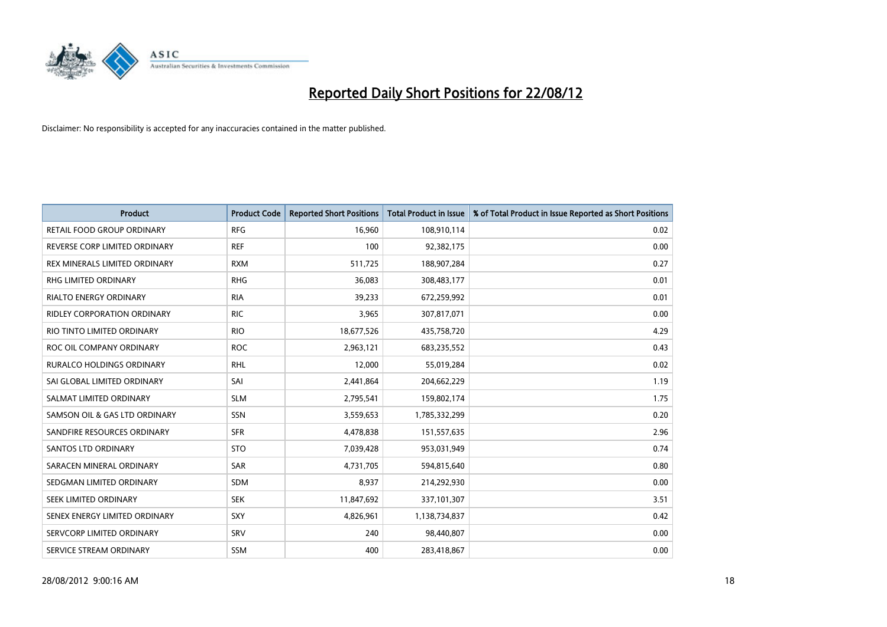# Reported Daily Short Positions for 22/08/12

Disclaimer: No responsibility is accepted for any inaccuracies contained in the matter published.

| Product | Product Code | Reported Short Positions | Total Product in Issue | % of Total Product in Issue Reported as Short Positions |
|---|---|---|---|---|
| RETAIL FOOD GROUP ORDINARY | RFG | 16,960 | 108,910,114 | 0.02 |
| REVERSE CORP LIMITED ORDINARY | REF | 100 | 92,382,175 | 0.00 |
| REX MINERALS LIMITED ORDINARY | RXM | 511,725 | 188,907,284 | 0.27 |
| RHG LIMITED ORDINARY | RHG | 36,083 | 308,483,177 | 0.01 |
| RIALTO ENERGY ORDINARY | RIA | 39,233 | 672,259,992 | 0.01 |
| RIDLEY CORPORATION ORDINARY | RIC | 3,965 | 307,817,071 | 0.00 |
| RIO TINTO LIMITED ORDINARY | RIO | 18,677,526 | 435,758,720 | 4.29 |
| ROC OIL COMPANY ORDINARY | ROC | 2,963,121 | 683,235,552 | 0.43 |
| RURALCO HOLDINGS ORDINARY | RHL | 12,000 | 55,019,284 | 0.02 |
| SAI GLOBAL LIMITED ORDINARY | SAI | 2,441,864 | 204,662,229 | 1.19 |
| SALMAT LIMITED ORDINARY | SLM | 2,795,541 | 159,802,174 | 1.75 |
| SAMSON OIL & GAS LTD ORDINARY | SSN | 3,559,653 | 1,785,332,299 | 0.20 |
| SANDFIRE RESOURCES ORDINARY | SFR | 4,478,838 | 151,557,635 | 2.96 |
| SANTOS LTD ORDINARY | STO | 7,039,428 | 953,031,949 | 0.74 |
| SARACEN MINERAL ORDINARY | SAR | 4,731,705 | 594,815,640 | 0.80 |
| SEDGMAN LIMITED ORDINARY | SDM | 8,937 | 214,292,930 | 0.00 |
| SEEK LIMITED ORDINARY | SEK | 11,847,692 | 337,101,307 | 3.51 |
| SENEX ENERGY LIMITED ORDINARY | SXY | 4,826,961 | 1,138,734,837 | 0.42 |
| SERVCORP LIMITED ORDINARY | SRV | 240 | 98,440,807 | 0.00 |
| SERVICE STREAM ORDINARY | SSM | 400 | 283,418,867 | 0.00 |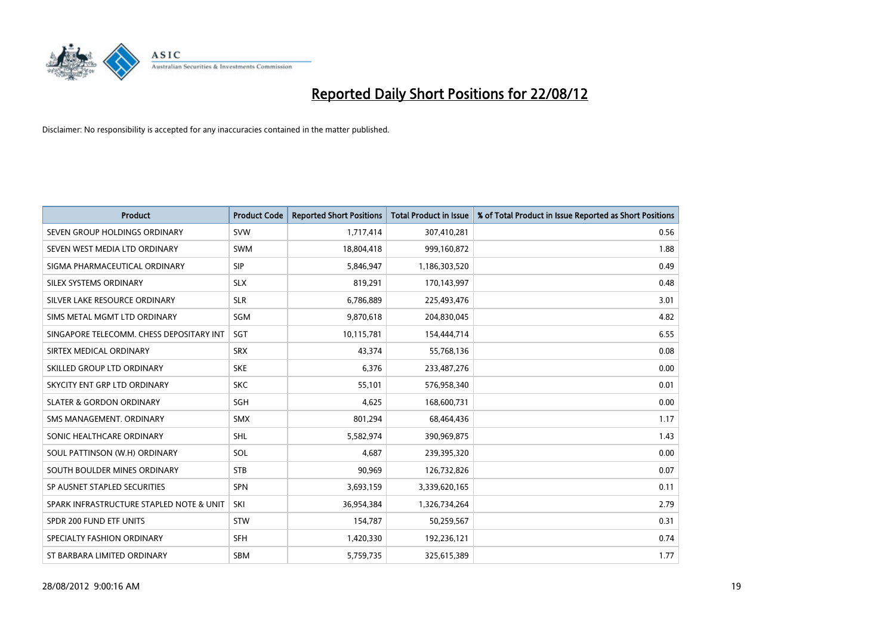# Reported Daily Short Positions for 22/08/12

Disclaimer: No responsibility is accepted for any inaccuracies contained in the matter published.

| Product | Product Code | Reported Short Positions | Total Product in Issue | % of Total Product in Issue Reported as Short Positions |
| --- | --- | --- | --- | --- |
| SEVEN GROUP HOLDINGS ORDINARY | SVW | 1,717,414 | 307,410,281 | 0.56 |
| SEVEN WEST MEDIA LTD ORDINARY | SWM | 18,804,418 | 999,160,872 | 1.88 |
| SIGMA PHARMACEUTICAL ORDINARY | SIP | 5,846,947 | 1,186,303,520 | 0.49 |
| SILEX SYSTEMS ORDINARY | SLX | 819,291 | 170,143,997 | 0.48 |
| SILVER LAKE RESOURCE ORDINARY | SLR | 6,786,889 | 225,493,476 | 3.01 |
| SIMS METAL MGMT LTD ORDINARY | SGM | 9,870,618 | 204,830,045 | 4.82 |
| SINGAPORE TELECOMM. CHESS DEPOSITARY INT | SGT | 10,115,781 | 154,444,714 | 6.55 |
| SIRTEX MEDICAL ORDINARY | SRX | 43,374 | 55,768,136 | 0.08 |
| SKILLED GROUP LTD ORDINARY | SKE | 6,376 | 233,487,276 | 0.00 |
| SKYCITY ENT GRP LTD ORDINARY | SKC | 55,101 | 576,958,340 | 0.01 |
| SLATER & GORDON ORDINARY | SGH | 4,625 | 168,600,731 | 0.00 |
| SMS MANAGEMENT. ORDINARY | SMX | 801,294 | 68,464,436 | 1.17 |
| SONIC HEALTHCARE ORDINARY | SHL | 5,582,974 | 390,969,875 | 1.43 |
| SOUL PATTINSON (W.H) ORDINARY | SOL | 4,687 | 239,395,320 | 0.00 |
| SOUTH BOULDER MINES ORDINARY | STB | 90,969 | 126,732,826 | 0.07 |
| SP AUSNET STAPLED SECURITIES | SPN | 3,693,159 | 3,339,620,165 | 0.11 |
| SPARK INFRASTRUCTURE STAPLED NOTE & UNIT | SKI | 36,954,384 | 1,326,734,264 | 2.79 |
| SPDR 200 FUND ETF UNITS | STW | 154,787 | 50,259,567 | 0.31 |
| SPECIALTY FASHION ORDINARY | SFH | 1,420,330 | 192,236,121 | 0.74 |
| ST BARBARA LIMITED ORDINARY | SBM | 5,759,735 | 325,615,389 | 1.77 |

28/08/2012 9:00:16 AM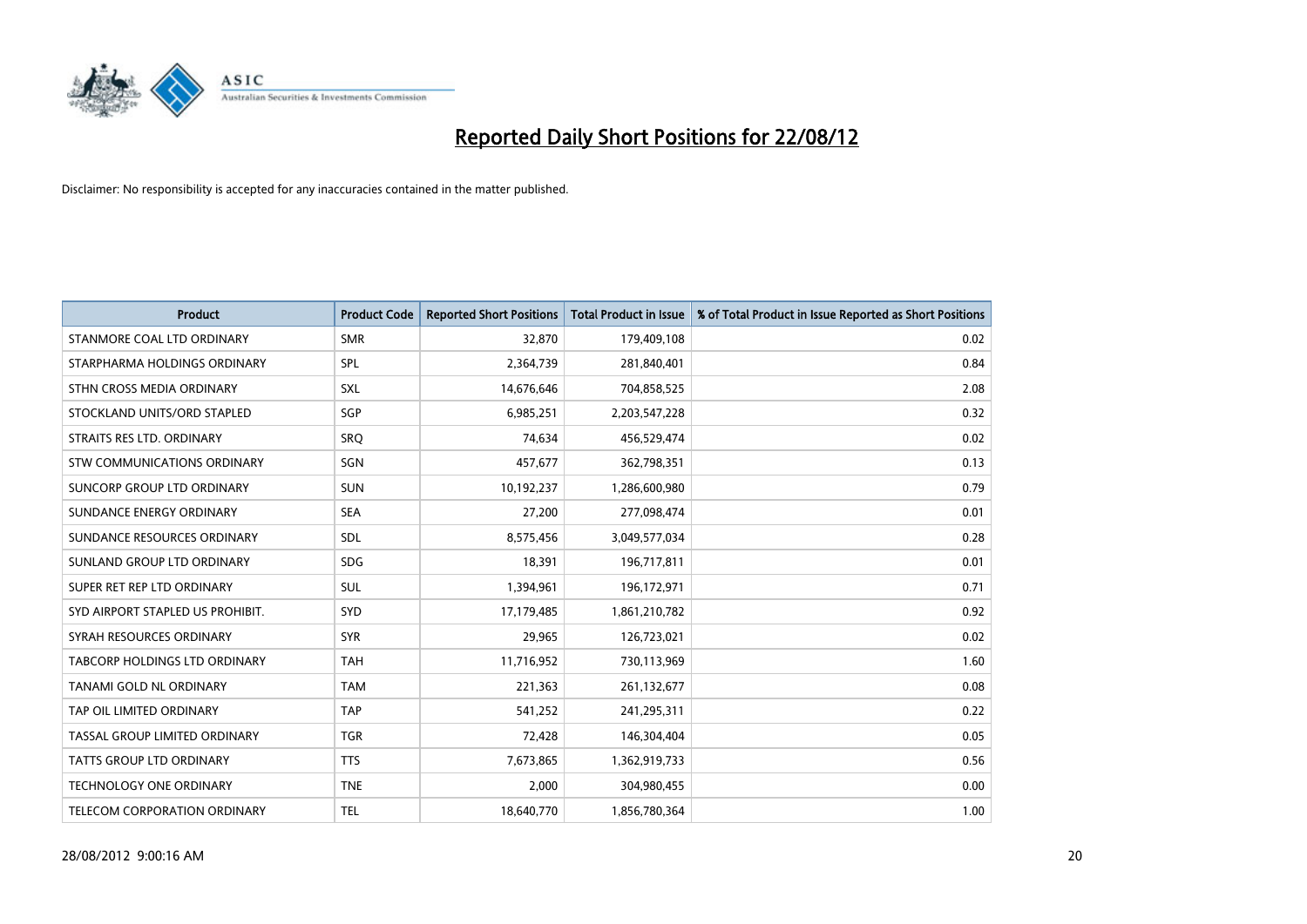# Reported Daily Short Positions for 22/08/12

Disclaimer: No responsibility is accepted for any inaccuracies contained in the matter published.

| Product | Product Code | Reported Short Positions | Total Product in Issue | % of Total Product in Issue Reported as Short Positions |
|---|---|---|---|---|
| STANMORE COAL LTD ORDINARY | SMR | 32,870 | 179,409,108 | 0.02 |
| STARPHARMA HOLDINGS ORDINARY | SPL | 2,364,739 | 281,840,401 | 0.84 |
| STHN CROSS MEDIA ORDINARY | SXL | 14,676,646 | 704,858,525 | 2.08 |
| STOCKLAND UNITS/ORD STAPLED | SGP | 6,985,251 | 2,203,547,228 | 0.32 |
| STRAITS RES LTD. ORDINARY | SRQ | 74,634 | 456,529,474 | 0.02 |
| STW COMMUNICATIONS ORDINARY | SGN | 457,677 | 362,798,351 | 0.13 |
| SUNCORP GROUP LTD ORDINARY | SUN | 10,192,237 | 1,286,600,980 | 0.79 |
| SUNDANCE ENERGY ORDINARY | SEA | 27,200 | 277,098,474 | 0.01 |
| SUNDANCE RESOURCES ORDINARY | SDL | 8,575,456 | 3,049,577,034 | 0.28 |
| SUNLAND GROUP LTD ORDINARY | SDG | 18,391 | 196,717,811 | 0.01 |
| SUPER RET REP LTD ORDINARY | SUL | 1,394,961 | 196,172,971 | 0.71 |
| SYD AIRPORT STAPLED US PROHIBIT. | SYD | 17,179,485 | 1,861,210,782 | 0.92 |
| SYRAH RESOURCES ORDINARY | SYR | 29,965 | 126,723,021 | 0.02 |
| TABCORP HOLDINGS LTD ORDINARY | TAH | 11,716,952 | 730,113,969 | 1.60 |
| TANAMI GOLD NL ORDINARY | TAM | 221,363 | 261,132,677 | 0.08 |
| TAP OIL LIMITED ORDINARY | TAP | 541,252 | 241,295,311 | 0.22 |
| TASSAL GROUP LIMITED ORDINARY | TGR | 72,428 | 146,304,404 | 0.05 |
| TATTS GROUP LTD ORDINARY | TTS | 7,673,865 | 1,362,919,733 | 0.56 |
| TECHNOLOGY ONE ORDINARY | TNE | 2,000 | 304,980,455 | 0.00 |
| TELECOM CORPORATION ORDINARY | TEL | 18,640,770 | 1,856,780,364 | 1.00 |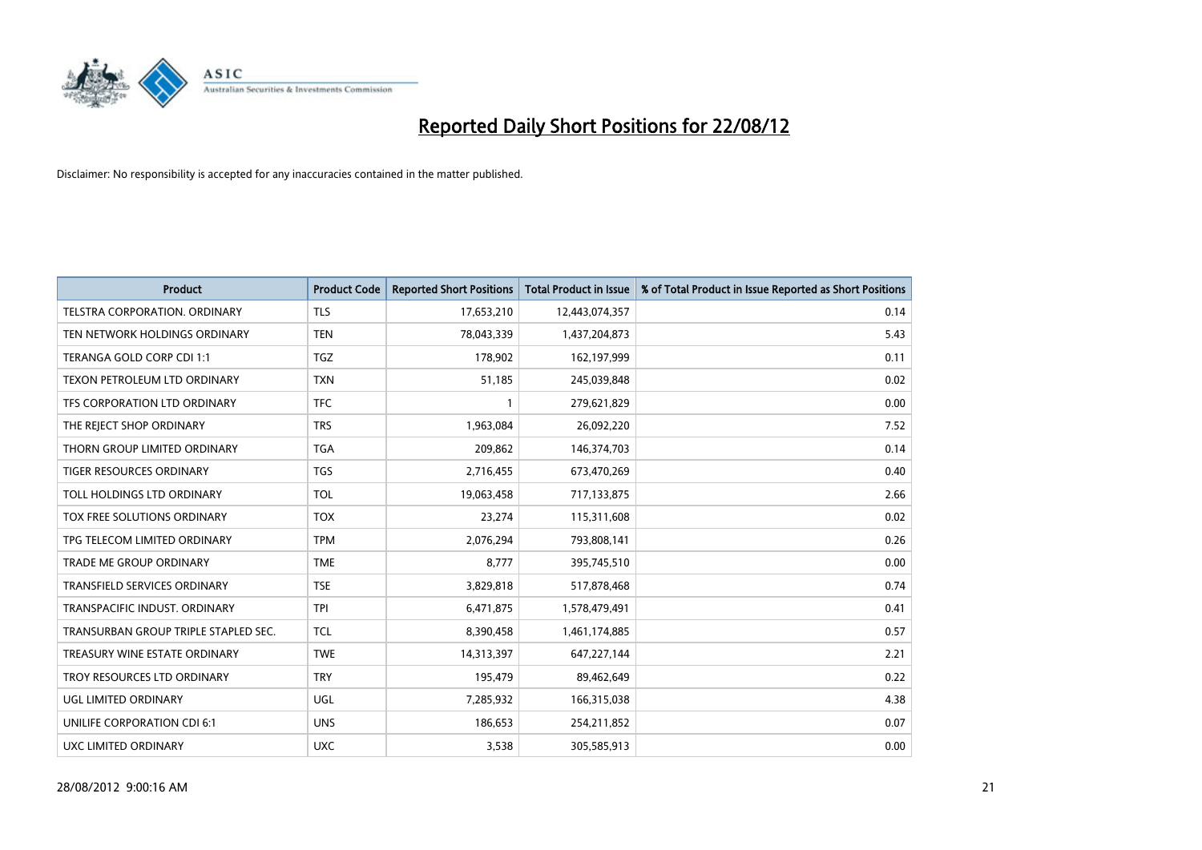# Reported Daily Short Positions for 22/08/12

Disclaimer: No responsibility is accepted for any inaccuracies contained in the matter published.

| Product | Product Code | Reported Short Positions | Total Product in Issue | % of Total Product in Issue Reported as Short Positions |
|---|---|---|---|---|
| TELSTRA CORPORATION. ORDINARY | TLS | 17,653,210 | 12,443,074,357 | 0.14 |
| TEN NETWORK HOLDINGS ORDINARY | TEN | 78,043,339 | 1,437,204,873 | 5.43 |
| TERANGA GOLD CORP CDI 1:1 | TGZ | 178,902 | 162,197,999 | 0.11 |
| TEXON PETROLEUM LTD ORDINARY | TXN | 51,185 | 245,039,848 | 0.02 |
| TFS CORPORATION LTD ORDINARY | TFC | 1 | 279,621,829 | 0.00 |
| THE REJECT SHOP ORDINARY | TRS | 1,963,084 | 26,092,220 | 7.52 |
| THORN GROUP LIMITED ORDINARY | TGA | 209,862 | 146,374,703 | 0.14 |
| TIGER RESOURCES ORDINARY | TGS | 2,716,455 | 673,470,269 | 0.40 |
| TOLL HOLDINGS LTD ORDINARY | TOL | 19,063,458 | 717,133,875 | 2.66 |
| TOX FREE SOLUTIONS ORDINARY | TOX | 23,274 | 115,311,608 | 0.02 |
| TPG TELECOM LIMITED ORDINARY | TPM | 2,076,294 | 793,808,141 | 0.26 |
| TRADE ME GROUP ORDINARY | TME | 8,777 | 395,745,510 | 0.00 |
| TRANSFIELD SERVICES ORDINARY | TSE | 3,829,818 | 517,878,468 | 0.74 |
| TRANSPACIFIC INDUST. ORDINARY | TPI | 6,471,875 | 1,578,479,491 | 0.41 |
| TRANSURBAN GROUP TRIPLE STAPLED SEC. | TCL | 8,390,458 | 1,461,174,885 | 0.57 |
| TREASURY WINE ESTATE ORDINARY | TWE | 14,313,397 | 647,227,144 | 2.21 |
| TROY RESOURCES LTD ORDINARY | TRY | 195,479 | 89,462,649 | 0.22 |
| UGL LIMITED ORDINARY | UGL | 7,285,932 | 166,315,038 | 4.38 |
| UNILIFE CORPORATION CDI 6:1 | UNS | 186,653 | 254,211,852 | 0.07 |
| UXC LIMITED ORDINARY | UXC | 3,538 | 305,585,913 | 0.00 |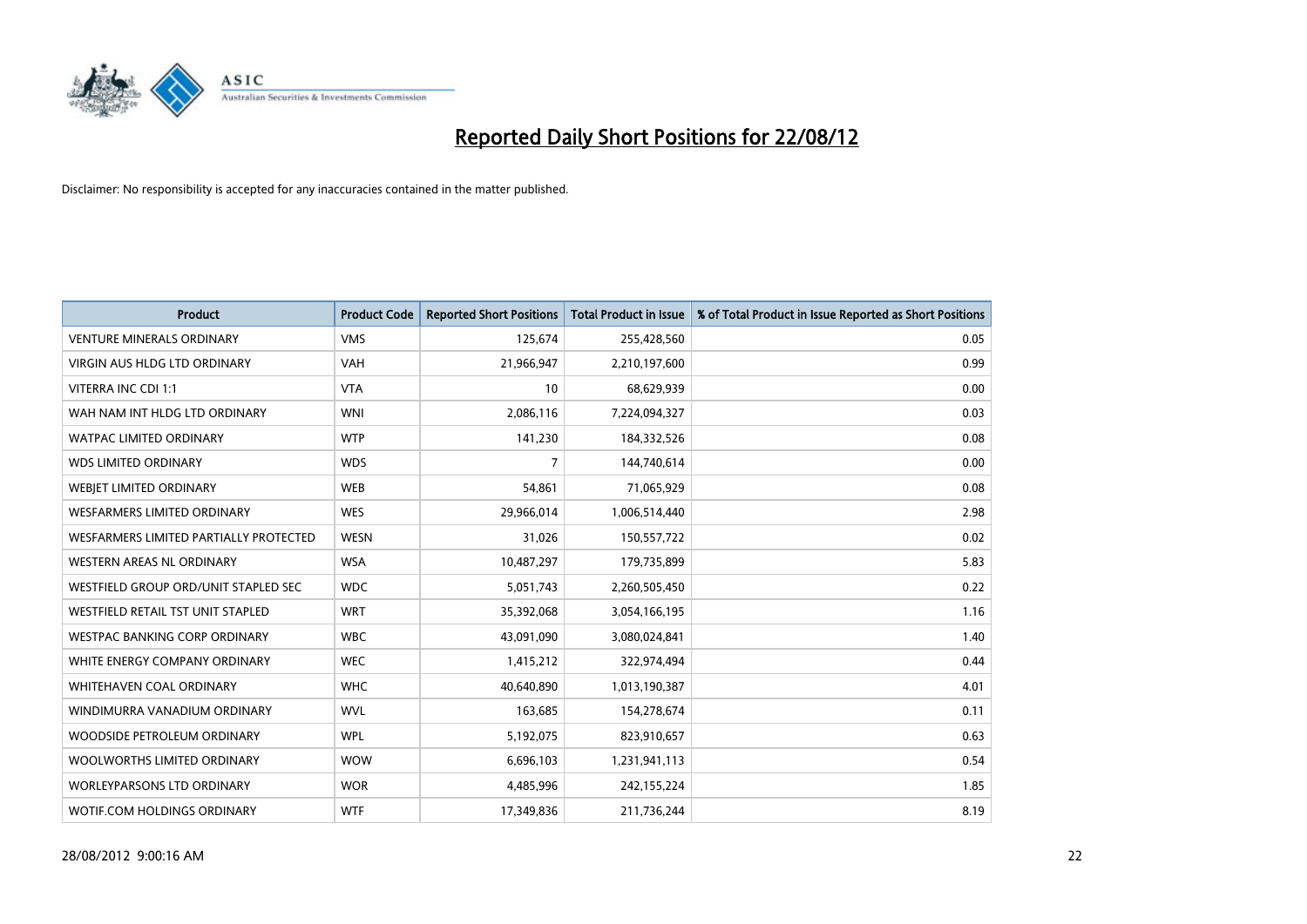# Reported Daily Short Positions for 22/08/12

Disclaimer: No responsibility is accepted for any inaccuracies contained in the matter published.

| Product | Product Code | Reported Short Positions | Total Product in Issue | % of Total Product in Issue Reported as Short Positions |
|---|---|---|---|---|
| VENTURE MINERALS ORDINARY | VMS | 125,674 | 255,428,560 | 0.05 |
| VIRGIN AUS HLDG LTD ORDINARY | VAH | 21,966,947 | 2,210,197,600 | 0.99 |
| VITERRA INC CDI 1:1 | VTA | 10 | 68,629,939 | 0.00 |
| WAH NAM INT HLDG LTD ORDINARY | WNI | 2,086,116 | 7,224,094,327 | 0.03 |
| WATPAC LIMITED ORDINARY | WTP | 141,230 | 184,332,526 | 0.08 |
| WDS LIMITED ORDINARY | WDS | 7 | 144,740,614 | 0.00 |
| WEBJET LIMITED ORDINARY | WEB | 54,861 | 71,065,929 | 0.08 |
| WESFARMERS LIMITED ORDINARY | WES | 29,966,014 | 1,006,514,440 | 2.98 |
| WESFARMERS LIMITED PARTIALLY PROTECTED | WESN | 31,026 | 150,557,722 | 0.02 |
| WESTERN AREAS NL ORDINARY | WSA | 10,487,297 | 179,735,899 | 5.83 |
| WESTFIELD GROUP ORD/UNIT STAPLED SEC | WDC | 5,051,743 | 2,260,505,450 | 0.22 |
| WESTFIELD RETAIL TST UNIT STAPLED | WRT | 35,392,068 | 3,054,166,195 | 1.16 |
| WESTPAC BANKING CORP ORDINARY | WBC | 43,091,090 | 3,080,024,841 | 1.40 |
| WHITE ENERGY COMPANY ORDINARY | WEC | 1,415,212 | 322,974,494 | 0.44 |
| WHITEHAVEN COAL ORDINARY | WHC | 40,640,890 | 1,013,190,387 | 4.01 |
| WINDIMURRA VANADIUM ORDINARY | WVL | 163,685 | 154,278,674 | 0.11 |
| WOODSIDE PETROLEUM ORDINARY | WPL | 5,192,075 | 823,910,657 | 0.63 |
| WOOLWORTHS LIMITED ORDINARY | WOW | 6,696,103 | 1,231,941,113 | 0.54 |
| WORLEYPARSONS LTD ORDINARY | WOR | 4,485,996 | 242,155,224 | 1.85 |
| WOTIF.COM HOLDINGS ORDINARY | WTF | 17,349,836 | 211,736,244 | 8.19 |

28/08/2012 9:00:16 AM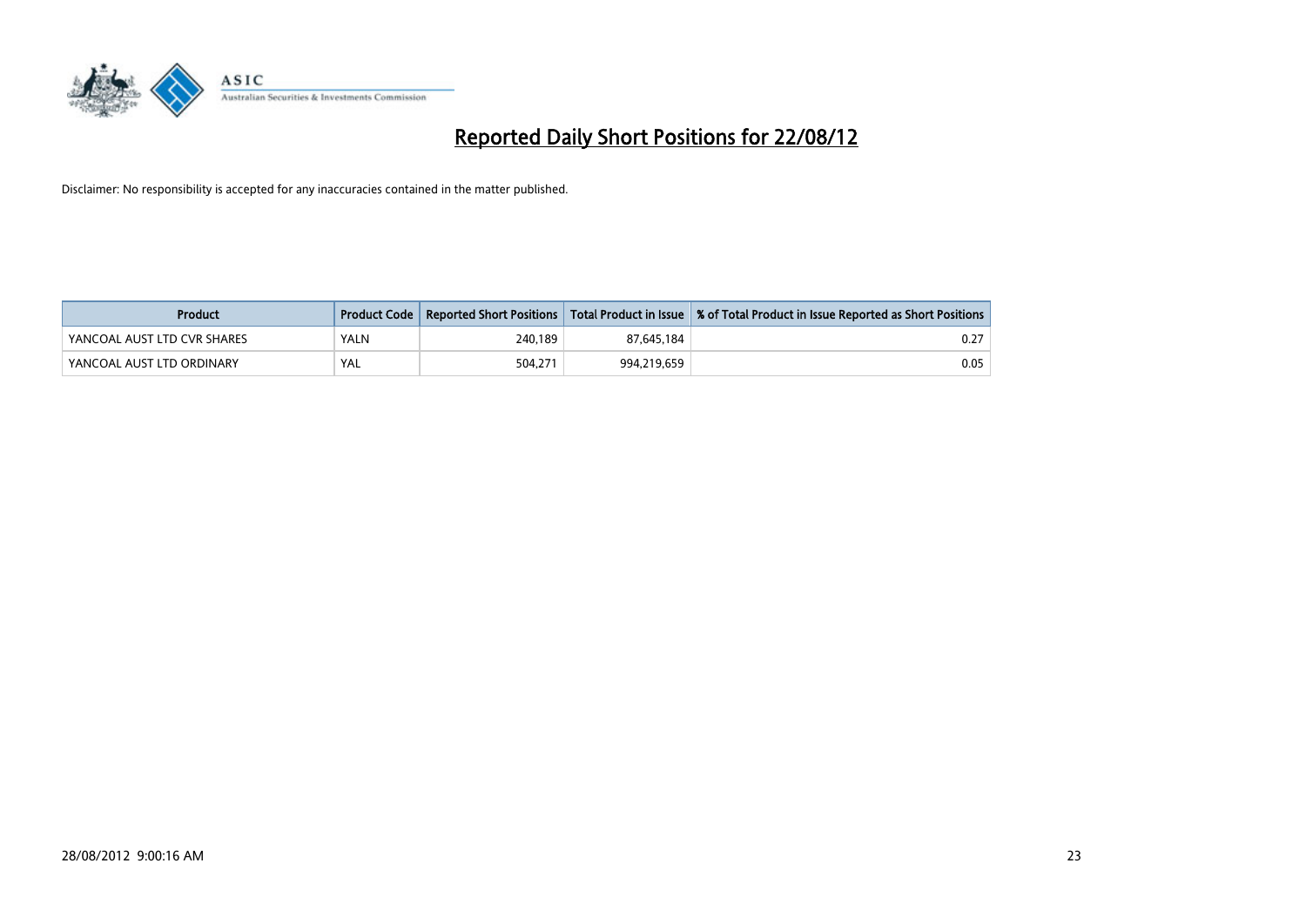# Reported Daily Short Positions for 22/08/12

Disclaimer: No responsibility is accepted for any inaccuracies contained in the matter published.

| Product | Product Code | Reported Short Positions | Total Product in Issue | % of Total Product in Issue Reported as Short Positions |
|---|---|---|---|---|
| YANCOAL AUST LTD CVR SHARES | YALN | 240,189 | 87,645,184 | 0.27 |
| YANCOAL AUST LTD ORDINARY | YAL | 504,271 | 994,219,659 | 0.05 |

28/08/2012 9:00:16 AM